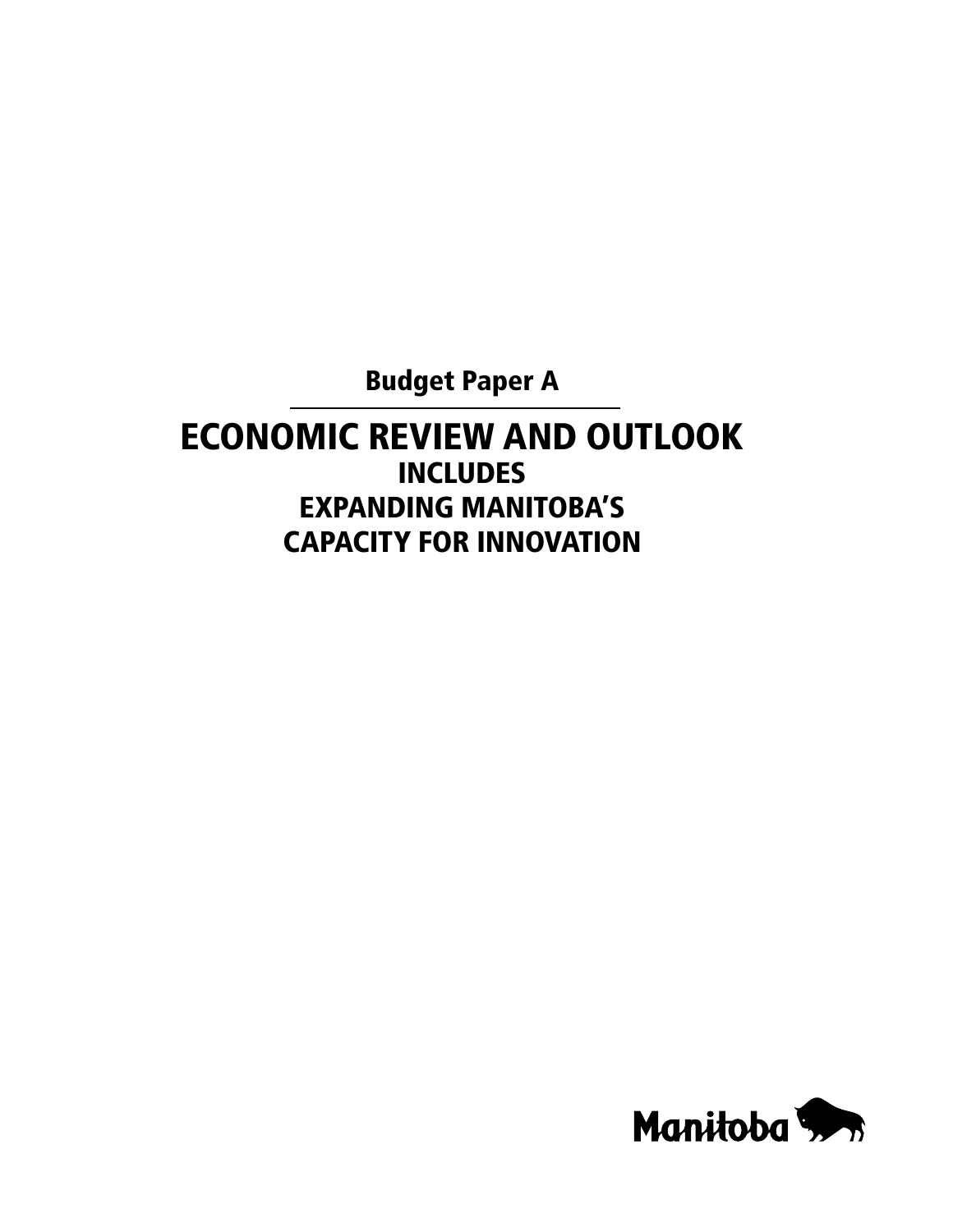Budget Paper A

# ECONOMIC REVIEW AND OUTLOOK

## INCLUDES

## EXPANDING MANITOBA'S CAPACITY FOR INNOVATION

Manitoba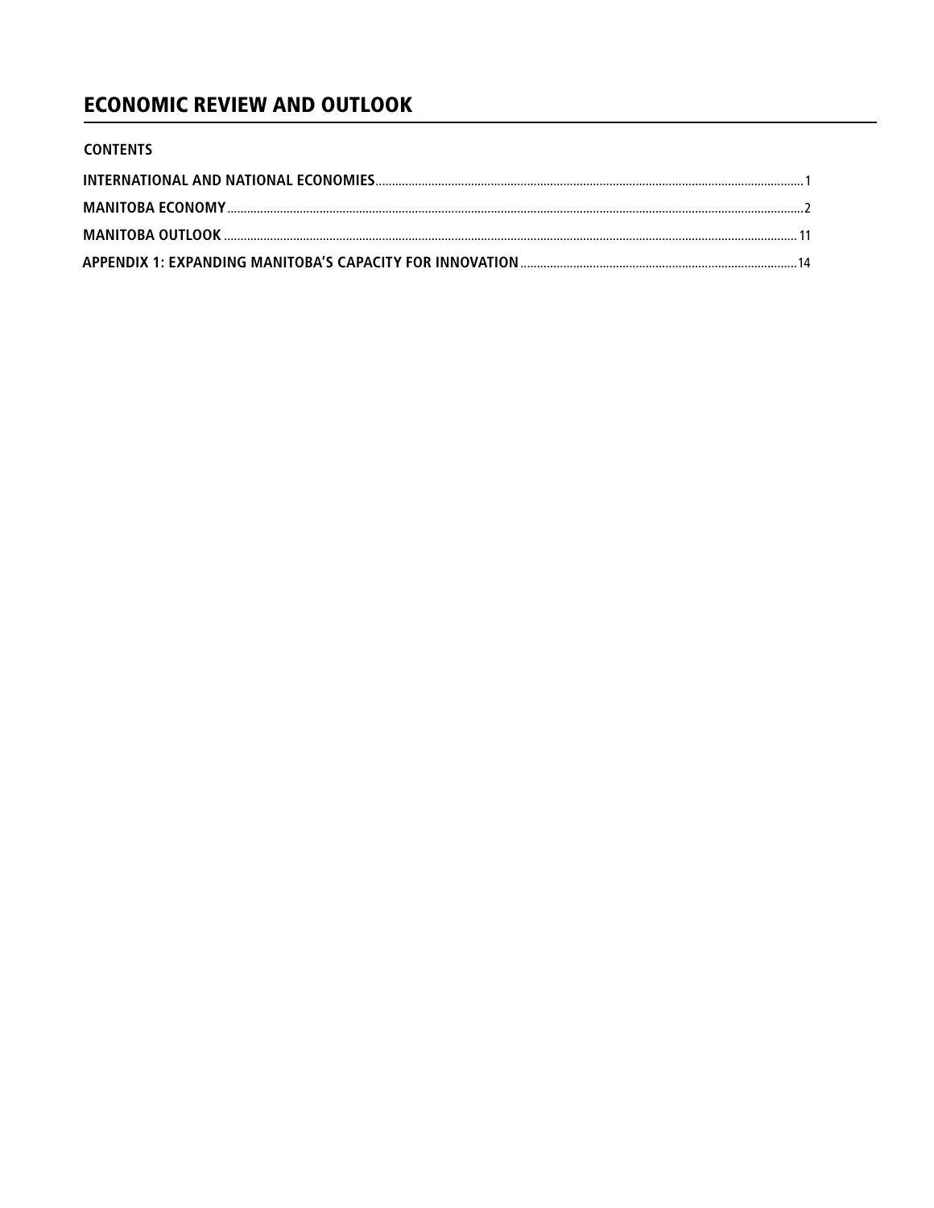# ECONOMIC REVIEW AND OUTLOOK

## CONTENTS

**INTERNATIONAL AND NATIONAL ECONOMIES** ..... 1

**MANITOBA ECONOMY** ..... 2

**MANITOBA OUTLOOK** ..... 11

**APPENDIX 1: EXPANDING MANITOBA'S CAPACITY FOR INNOVATION** ..... 14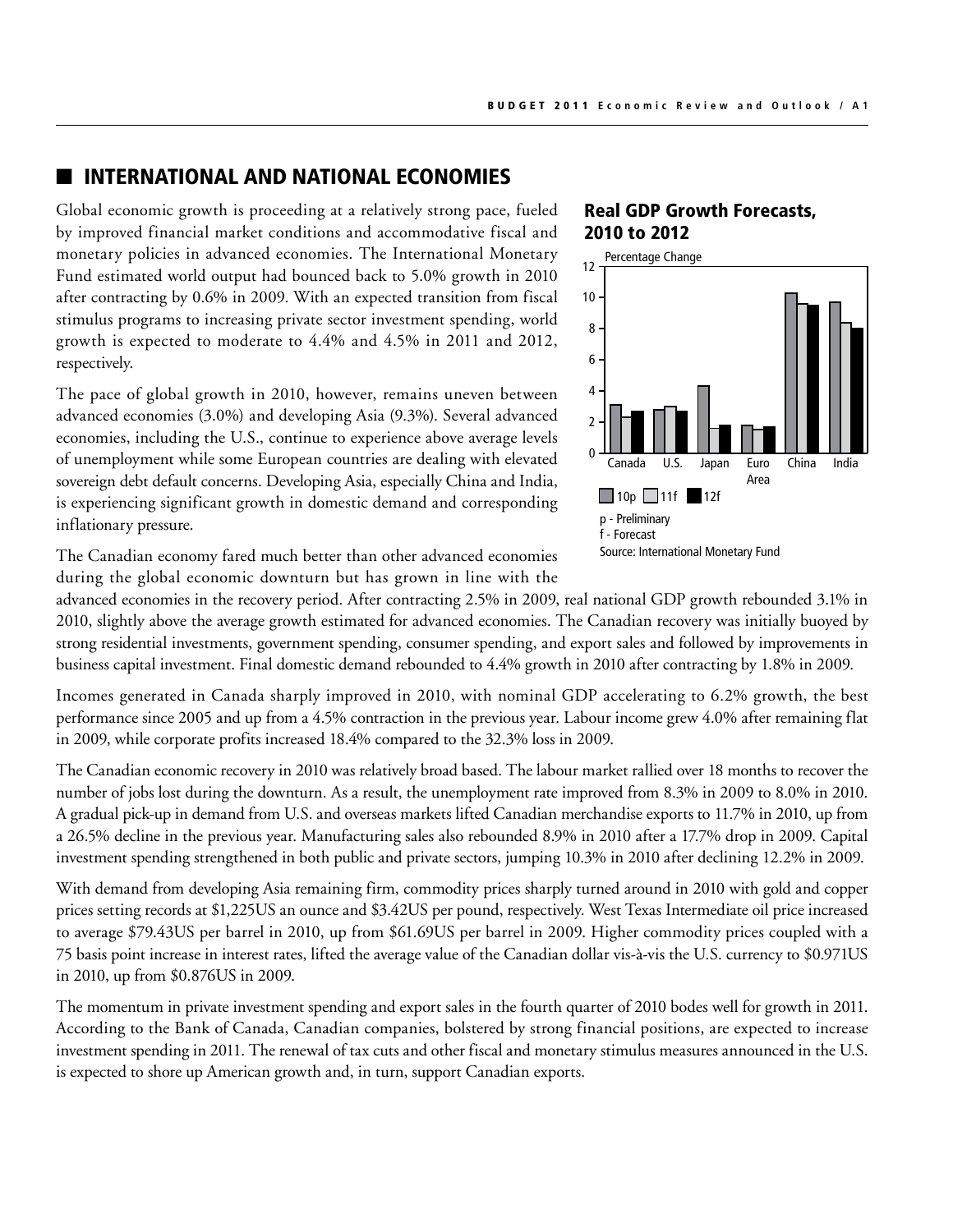## INTERNATIONAL AND NATIONAL ECONOMIES

Global economic growth is proceeding at a relatively strong pace, fueled by improved financial market conditions and accommodative fiscal and monetary policies in advanced economies. The International Monetary Fund estimated world output had bounced back to 5.0% growth in 2010 after contracting by 0.6% in 2009. With an expected transition from fiscal stimulus programs to increasing private sector investment spending, world growth is expected to moderate to 4.4% and 4.5% in 2011 and 2012, respectively.

The pace of global growth in 2010, however, remains uneven between advanced economies (3.0%) and developing Asia (9.3%). Several advanced economies, including the U.S., continue to experience above average levels of unemployment while some European countries are dealing with elevated sovereign debt default concerns. Developing Asia, especially China and India, is experiencing significant growth in domestic demand and corresponding inflationary pressure.

### Real GDP Growth Forecasts, 2010 to 2012

Percentage Change

Canada, U.S., Japan, Euro Area, China, India

10p, 11f, 12f

p - Preliminary
f - Forecast
Source: International Monetary Fund

The Canadian economy fared much better than other advanced economies during the global economic downturn but has grown in line with the advanced economies in the recovery period. After contracting 2.5% in 2009, real national GDP growth rebounded 3.1% in 2010, slightly above the average growth estimated for advanced economies. The Canadian recovery was initially buoyed by strong residential investments, government spending, consumer spending, and export sales and followed by improvements in business capital investment. Final domestic demand rebounded to 4.4% growth in 2010 after contracting by 1.8% in 2009.

Incomes generated in Canada sharply improved in 2010, with nominal GDP accelerating to 6.2% growth, the best performance since 2005 and up from a 4.5% contraction in the previous year. Labour income grew 4.0% after remaining flat in 2009, while corporate profits increased 18.4% compared to the 32.3% loss in 2009.

The Canadian economic recovery in 2010 was relatively broad based. The labour market rallied over 18 months to recover the number of jobs lost during the downturn. As a result, the unemployment rate improved from 8.3% in 2009 to 8.0% in 2010. A gradual pick-up in demand from U.S. and overseas markets lifted Canadian merchandise exports to 11.7% in 2010, up from a 26.5% decline in the previous year. Manufacturing sales also rebounded 8.9% in 2010 after a 17.7% drop in 2009. Capital investment spending strengthened in both public and private sectors, jumping 10.3% in 2010 after declining 12.2% in 2009.

With demand from developing Asia remaining firm, commodity prices sharply turned around in 2010 with gold and copper prices setting records at $1,225US an ounce and $3.42US per pound, respectively. West Texas Intermediate oil price increased to average $79.43US per barrel in 2010, up from $61.69US per barrel in 2009. Higher commodity prices coupled with a 75 basis point increase in interest rates, lifted the average value of the Canadian dollar vis-à-vis the U.S. currency to $0.971US in 2010, up from $0.876US in 2009.

The momentum in private investment spending and export sales in the fourth quarter of 2010 bodes well for growth in 2011. According to the Bank of Canada, Canadian companies, bolstered by strong financial positions, are expected to increase investment spending in 2011. The renewal of tax cuts and other fiscal and monetary stimulus measures announced in the U.S. is expected to shore up American growth and, in turn, support Canadian exports.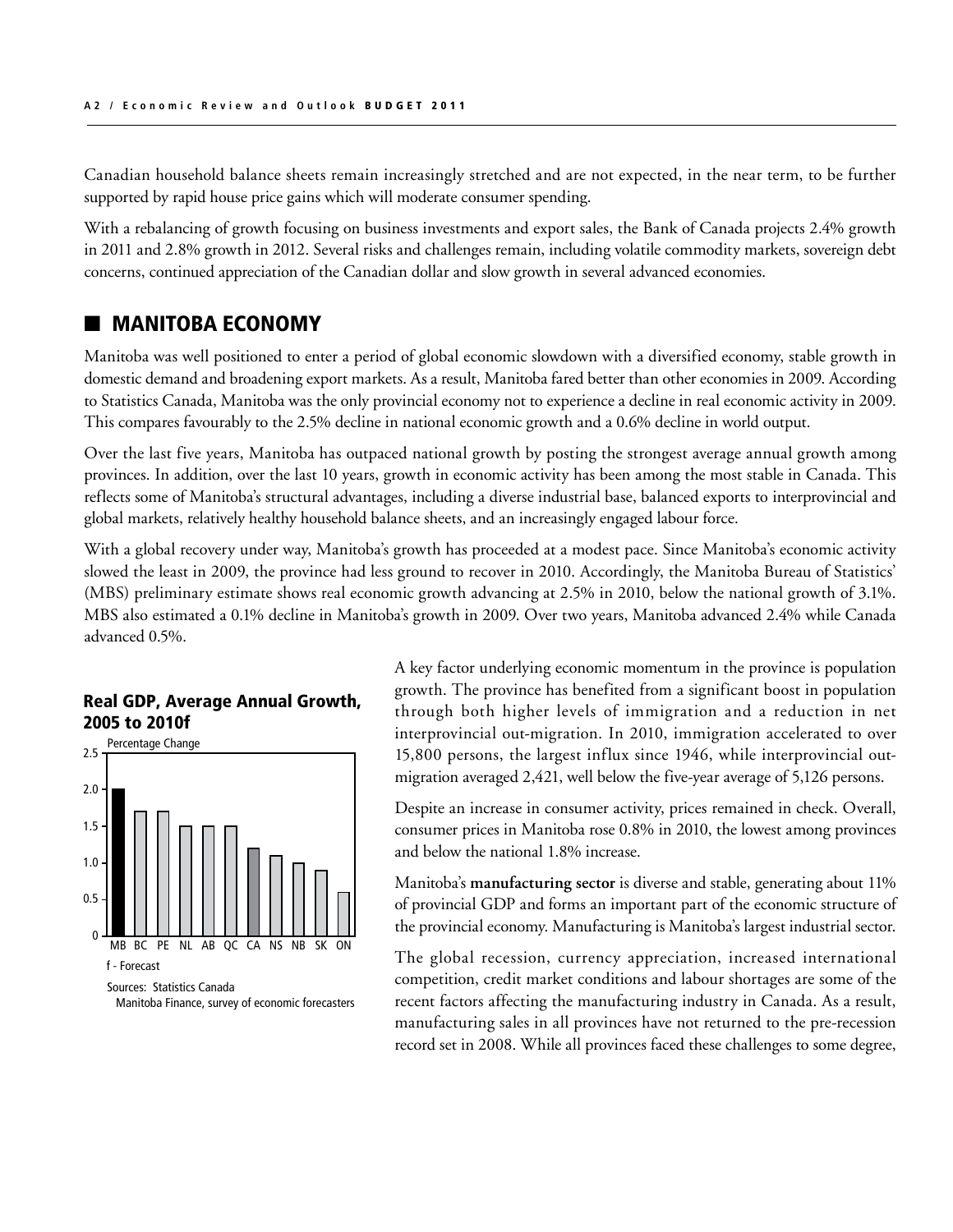Canadian household balance sheets remain increasingly stretched and are not expected, in the near term, to be further supported by rapid house price gains which will moderate consumer spending.

With a rebalancing of growth focusing on business investments and export sales, the Bank of Canada projects 2.4% growth in 2011 and 2.8% growth in 2012. Several risks and challenges remain, including volatile commodity markets, sovereign debt concerns, continued appreciation of the Canadian dollar and slow growth in several advanced economies.

## MANITOBA ECONOMY

Manitoba was well positioned to enter a period of global economic slowdown with a diversified economy, stable growth in domestic demand and broadening export markets. As a result, Manitoba fared better than other economies in 2009. According to Statistics Canada, Manitoba was the only provincial economy not to experience a decline in real economic activity in 2009. This compares favourably to the 2.5% decline in national economic growth and a 0.6% decline in world output.

Over the last five years, Manitoba has outpaced national growth by posting the strongest average annual growth among provinces. In addition, over the last 10 years, growth in economic activity has been among the most stable in Canada. This reflects some of Manitoba's structural advantages, including a diverse industrial base, balanced exports to interprovincial and global markets, relatively healthy household balance sheets, and an increasingly engaged labour force.

With a global recovery under way, Manitoba's growth has proceeded at a modest pace. Since Manitoba's economic activity slowed the least in 2009, the province had less ground to recover in 2010. Accordingly, the Manitoba Bureau of Statistics' (MBS) preliminary estimate shows real economic growth advancing at 2.5% in 2010, below the national growth of 3.1%. MBS also estimated a 0.1% decline in Manitoba's growth in 2009. Over two years, Manitoba advanced 2.4% while Canada advanced 0.5%.

### Real GDP, Average Annual Growth, 2005 to 2010f

Percentage Change

| MB | BC | PE | NL | AB | QC | CA | NS | NB | SK | ON |
|---|---|---|---|---|---|---|---|---|---|---|
| 2.0 | 1.7 | 1.7 | 1.5 | 1.5 | 1.5 | 1.2 | 1.1 | 1.0 | 0.9 | 0.6 |

f - Forecast

Sources: Statistics Canada
Manitoba Finance, survey of economic forecasters

A key factor underlying economic momentum in the province is population growth. The province has benefited from a significant boost in population through both higher levels of immigration and a reduction in net interprovincial out-migration. In 2010, immigration accelerated to over 15,800 persons, the largest influx since 1946, while interprovincial out-migration averaged 2,421, well below the five-year average of 5,126 persons.

Despite an increase in consumer activity, prices remained in check. Overall, consumer prices in Manitoba rose 0.8% in 2010, the lowest among provinces and below the national 1.8% increase.

Manitoba's **manufacturing sector** is diverse and stable, generating about 11% of provincial GDP and forms an important part of the economic structure of the provincial economy. Manufacturing is Manitoba's largest industrial sector.

The global recession, currency appreciation, increased international competition, credit market conditions and labour shortages are some of the recent factors affecting the manufacturing industry in Canada. As a result, manufacturing sales in all provinces have not returned to the pre-recession record set in 2008. While all provinces faced these challenges to some degree,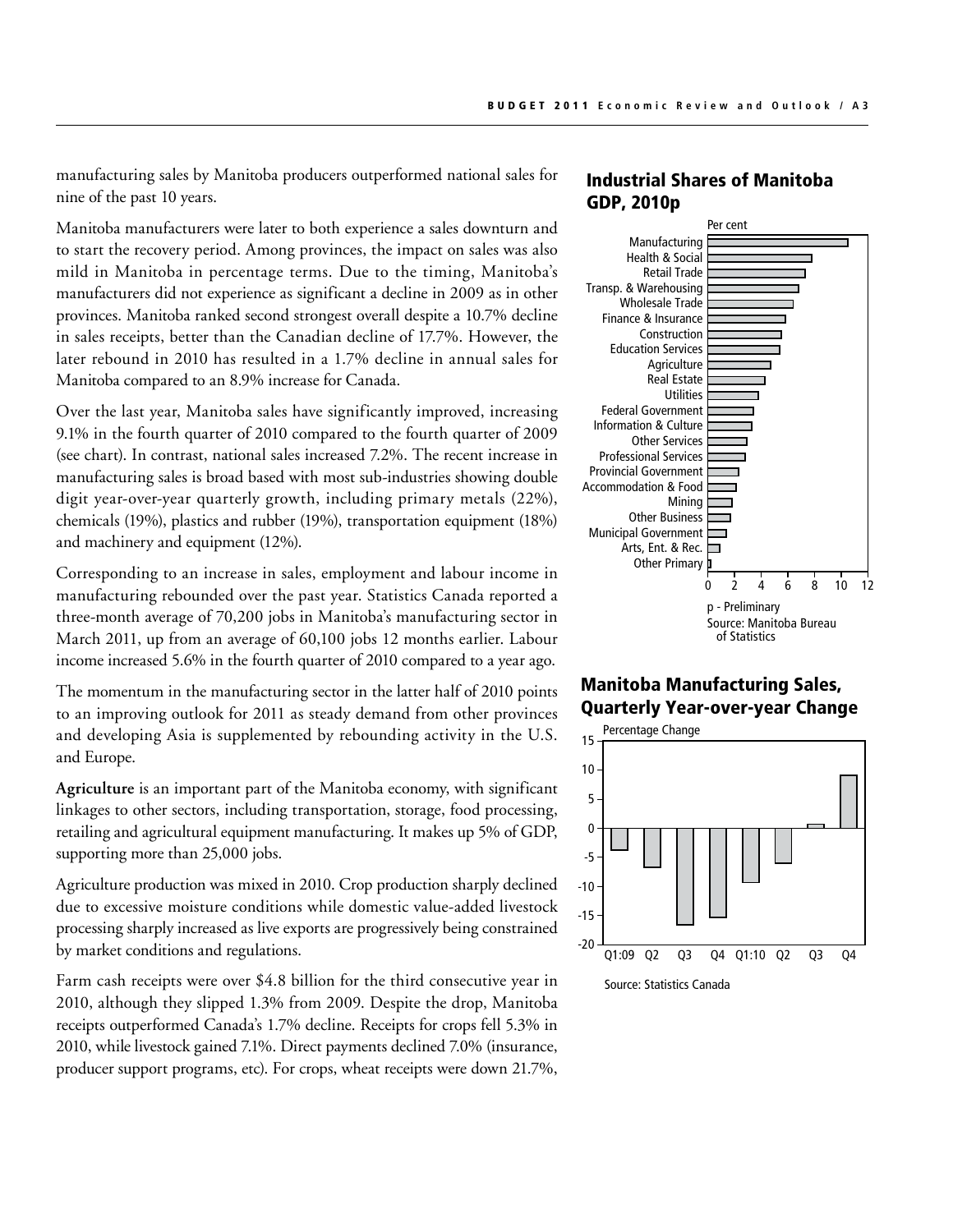manufacturing sales by Manitoba producers outperformed national sales for nine of the past 10 years.

Manitoba manufacturers were later to both experience a sales downturn and to start the recovery period. Among provinces, the impact on sales was also mild in Manitoba in percentage terms. Due to the timing, Manitoba's manufacturers did not experience as significant a decline in 2009 as in other provinces. Manitoba ranked second strongest overall despite a 10.7% decline in sales receipts, better than the Canadian decline of 17.7%. However, the later rebound in 2010 has resulted in a 1.7% decline in annual sales for Manitoba compared to an 8.9% increase for Canada.

Over the last year, Manitoba sales have significantly improved, increasing 9.1% in the fourth quarter of 2010 compared to the fourth quarter of 2009 (see chart). In contrast, national sales increased 7.2%. The recent increase in manufacturing sales is broad based with most sub-industries showing double digit year-over-year quarterly growth, including primary metals (22%), chemicals (19%), plastics and rubber (19%), transportation equipment (18%) and machinery and equipment (12%).

Corresponding to an increase in sales, employment and labour income in manufacturing rebounded over the past year. Statistics Canada reported a three-month average of 70,200 jobs in Manitoba's manufacturing sector in March 2011, up from an average of 60,100 jobs 12 months earlier. Labour income increased 5.6% in the fourth quarter of 2010 compared to a year ago.

The momentum in the manufacturing sector in the latter half of 2010 points to an improving outlook for 2011 as steady demand from other provinces and developing Asia is supplemented by rebounding activity in the U.S. and Europe.

**Agriculture** is an important part of the Manitoba economy, with significant linkages to other sectors, including transportation, storage, food processing, retailing and agricultural equipment manufacturing. It makes up 5% of GDP, supporting more than 25,000 jobs.

Agriculture production was mixed in 2010. Crop production sharply declined due to excessive moisture conditions while domestic value-added livestock processing sharply increased as live exports are progressively being constrained by market conditions and regulations.

Farm cash receipts were over $4.8 billion for the third consecutive year in 2010, although they slipped 1.3% from 2009. Despite the drop, Manitoba receipts outperformed Canada's 1.7% decline. Receipts for crops fell 5.3% in 2010, while livestock gained 7.1%. Direct payments declined 7.0% (insurance, producer support programs, etc). For crops, wheat receipts were down 21.7%,

### Industrial Shares of Manitoba GDP, 2010p

Per cent

Manufacturing, Health & Social, Retail Trade, Transp. & Warehousing, Wholesale Trade, Finance & Insurance, Construction, Education Services, Agriculture, Real Estate, Utilities, Federal Government, Information & Culture, Other Services, Professional Services, Provincial Government, Accommodation & Food, Mining, Other Business, Municipal Government, Arts, Ent. & Rec., Other Primary

p - Preliminary
Source: Manitoba Bureau of Statistics

### Manitoba Manufacturing Sales, Quarterly Year-over-year Change

Percentage Change

Q1:09, Q2, Q3, Q4, Q1:10, Q2, Q3, Q4

Source: Statistics Canada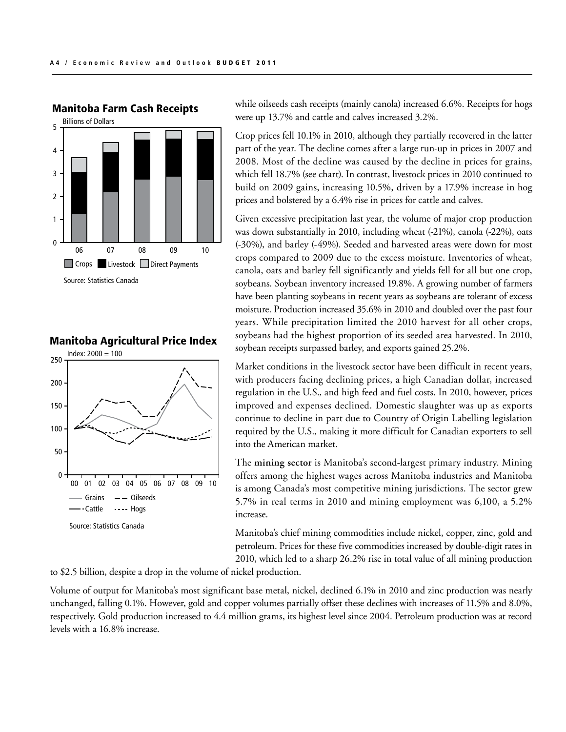## Manitoba Farm Cash Receipts

Billions of Dollars

Crops / Livestock / Direct Payments

Source: Statistics Canada

## Manitoba Agricultural Price Index

Index: 2000 = 100

Grains / Oilseeds / Cattle / Hogs

Source: Statistics Canada

while oilseeds cash receipts (mainly canola) increased 6.6%. Receipts for hogs were up 13.7% and cattle and calves increased 3.2%.

Crop prices fell 10.1% in 2010, although they partially recovered in the latter part of the year. The decline comes after a large run-up in prices in 2007 and 2008. Most of the decline was caused by the decline in prices for grains, which fell 18.7% (see chart). In contrast, livestock prices in 2010 continued to build on 2009 gains, increasing 10.5%, driven by a 17.9% increase in hog prices and bolstered by a 6.4% rise in prices for cattle and calves.

Given excessive precipitation last year, the volume of major crop production was down substantially in 2010, including wheat (-21%), canola (-22%), oats (-30%), and barley (-49%). Seeded and harvested areas were down for most crops compared to 2009 due to the excess moisture. Inventories of wheat, canola, oats and barley fell significantly and yields fell for all but one crop, soybeans. Soybean inventory increased 19.8%. A growing number of farmers have been planting soybeans in recent years as soybeans are tolerant of excess moisture. Production increased 35.6% in 2010 and doubled over the past four years. While precipitation limited the 2010 harvest for all other crops, soybeans had the highest proportion of its seeded area harvested. In 2010, soybean receipts surpassed barley, and exports gained 25.2%.

Market conditions in the livestock sector have been difficult in recent years, with producers facing declining prices, a high Canadian dollar, increased regulation in the U.S., and high feed and fuel costs. In 2010, however, prices improved and expenses declined. Domestic slaughter was up as exports continue to decline in part due to Country of Origin Labelling legislation required by the U.S., making it more difficult for Canadian exporters to sell into the American market.

The **mining sector** is Manitoba's second-largest primary industry. Mining offers among the highest wages across Manitoba industries and Manitoba is among Canada's most competitive mining jurisdictions. The sector grew 5.7% in real terms in 2010 and mining employment was 6,100, a 5.2% increase.

Manitoba's chief mining commodities include nickel, copper, zinc, gold and petroleum. Prices for these five commodities increased by double-digit rates in 2010, which led to a sharp 26.2% rise in total value of all mining production to $2.5 billion, despite a drop in the volume of nickel production.

Volume of output for Manitoba's most significant base metal, nickel, declined 6.1% in 2010 and zinc production was nearly unchanged, falling 0.1%. However, gold and copper volumes partially offset these declines with increases of 11.5% and 8.0%, respectively. Gold production increased to 4.4 million grams, its highest level since 2004. Petroleum production was at record levels with a 16.8% increase.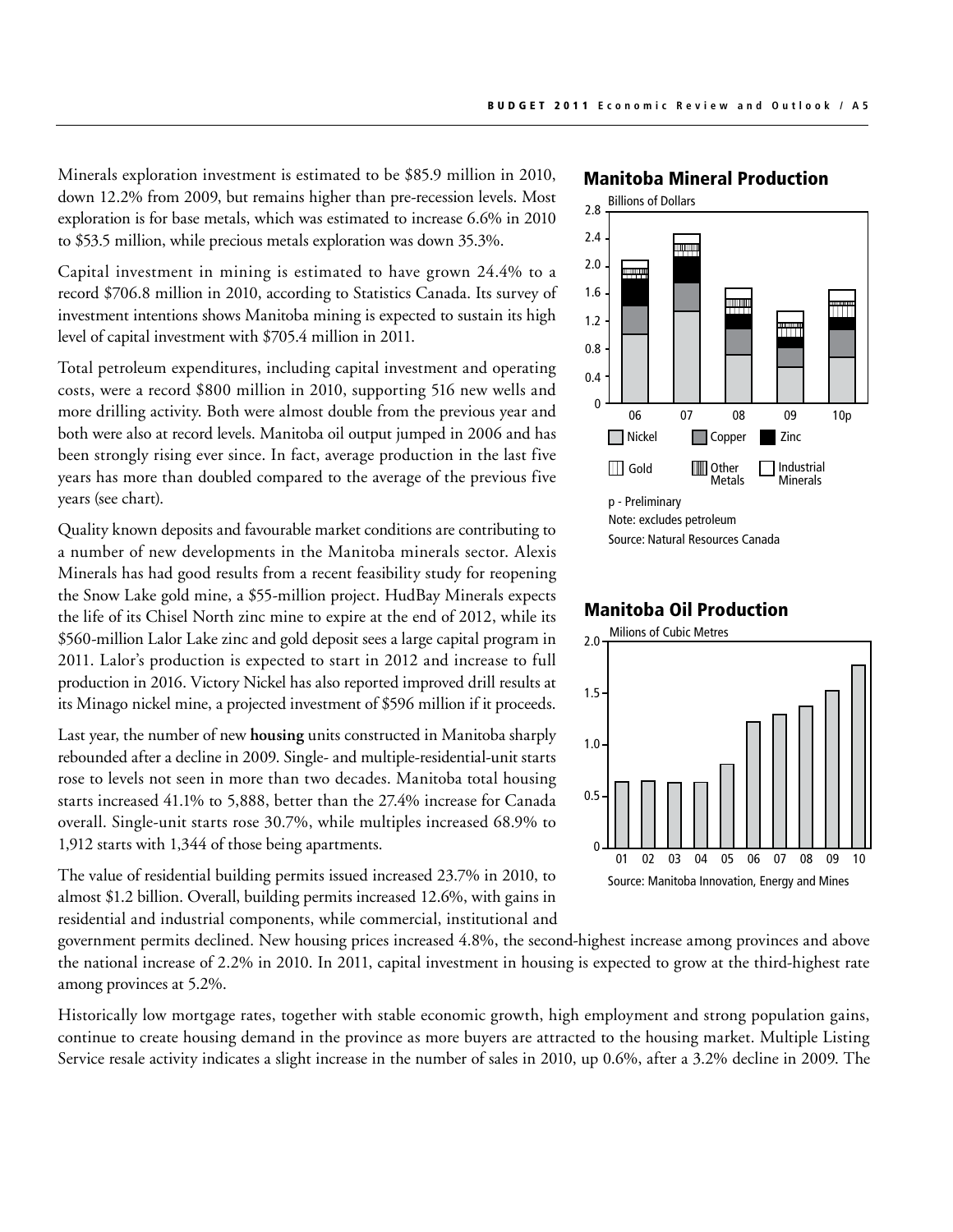Minerals exploration investment is estimated to be $85.9 million in 2010, down 12.2% from 2009, but remains higher than pre-recession levels. Most exploration is for base metals, which was estimated to increase 6.6% in 2010 to $53.5 million, while precious metals exploration was down 35.3%.

Capital investment in mining is estimated to have grown 24.4% to a record $706.8 million in 2010, according to Statistics Canada. Its survey of investment intentions shows Manitoba mining is expected to sustain its high level of capital investment with $705.4 million in 2011.

Total petroleum expenditures, including capital investment and operating costs, were a record $800 million in 2010, supporting 516 new wells and more drilling activity. Both were almost double from the previous year and both were also at record levels. Manitoba oil output jumped in 2006 and has been strongly rising ever since. In fact, average production in the last five years has more than doubled compared to the average of the previous five years (see chart).

Quality known deposits and favourable market conditions are contributing to a number of new developments in the Manitoba minerals sector. Alexis Minerals has had good results from a recent feasibility study for reopening the Snow Lake gold mine, a $55-million project. HudBay Minerals expects the life of its Chisel North zinc mine to expire at the end of 2012, while its $560-million Lalor Lake zinc and gold deposit sees a large capital program in 2011. Lalor's production is expected to start in 2012 and increase to full production in 2016. Victory Nickel has also reported improved drill results at its Minago nickel mine, a projected investment of $596 million if it proceeds.

Last year, the number of new **housing** units constructed in Manitoba sharply rebounded after a decline in 2009. Single- and multiple-residential-unit starts rose to levels not seen in more than two decades. Manitoba total housing starts increased 41.1% to 5,888, better than the 27.4% increase for Canada overall. Single-unit starts rose 30.7%, while multiples increased 68.9% to 1,912 starts with 1,344 of those being apartments.

The value of residential building permits issued increased 23.7% in 2010, to almost $1.2 billion. Overall, building permits increased 12.6%, with gains in residential and industrial components, while commercial, institutional and government permits declined. New housing prices increased 4.8%, the second-highest increase among provinces and above the national increase of 2.2% in 2010. In 2011, capital investment in housing is expected to grow at the third-highest rate among provinces at 5.2%.

Historically low mortgage rates, together with stable economic growth, high employment and strong population gains, continue to create housing demand in the province as more buyers are attracted to the housing market. Multiple Listing Service resale activity indicates a slight increase in the number of sales in 2010, up 0.6%, after a 3.2% decline in 2009. The

**Manitoba Mineral Production**

Billions of Dollars

Nickel, Copper, Zinc, Gold, Other Metals, Industrial Minerals (06, 07, 08, 09, 10p)

p - Preliminary

Note: excludes petroleum

Source: Natural Resources Canada

**Manitoba Oil Production**

Milions of Cubic Metres

Source: Manitoba Innovation, Energy and Mines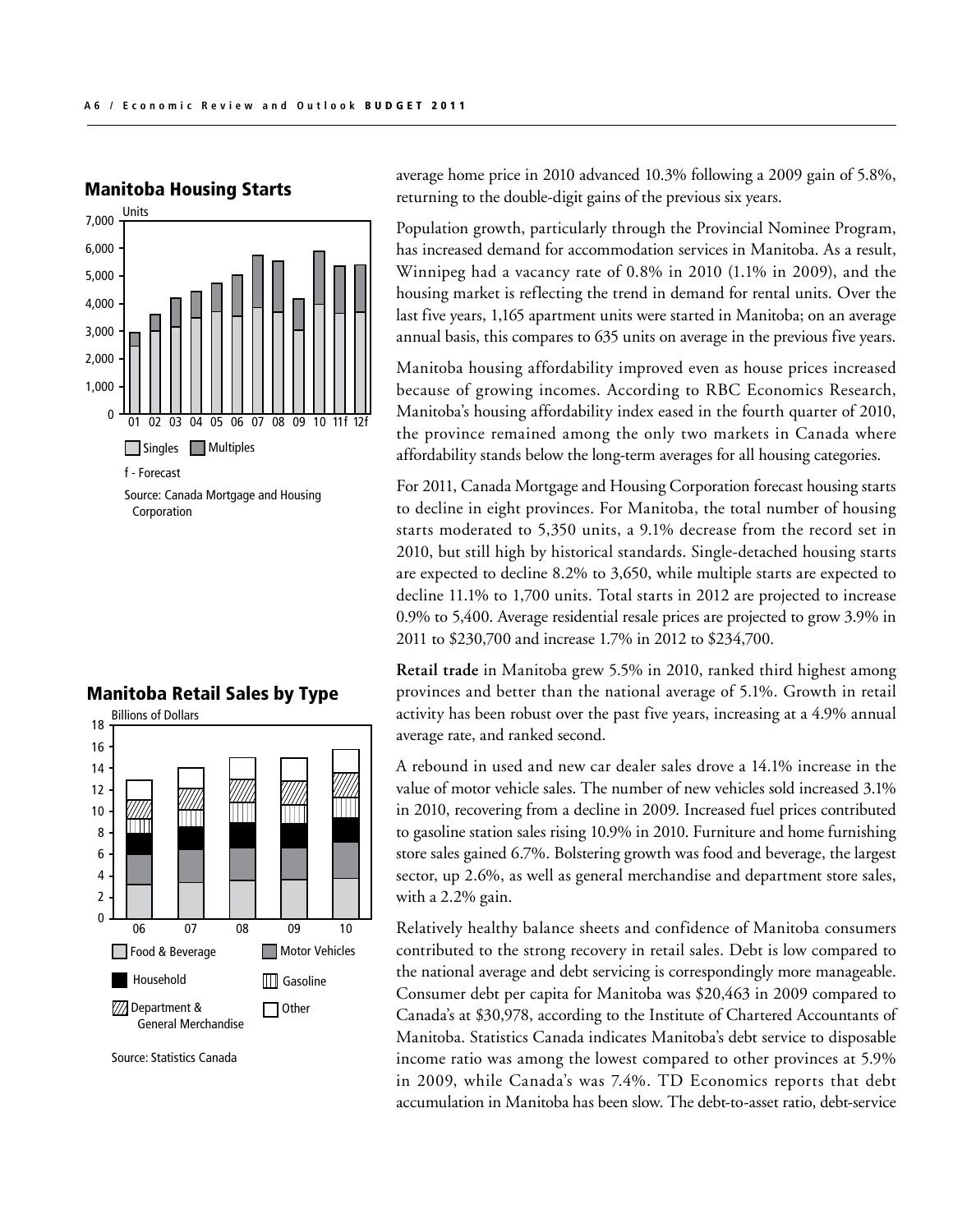## Manitoba Housing Starts

Units

Singles / Multiples

f - Forecast

Source: Canada Mortgage and Housing Corporation

## Manitoba Retail Sales by Type

Billions of Dollars

Food & Beverage / Motor Vehicles / Household / Gasoline / Department & General Merchandise / Other

Source: Statistics Canada

average home price in 2010 advanced 10.3% following a 2009 gain of 5.8%, returning to the double-digit gains of the previous six years.

Population growth, particularly through the Provincial Nominee Program, has increased demand for accommodation services in Manitoba. As a result, Winnipeg had a vacancy rate of 0.8% in 2010 (1.1% in 2009), and the housing market is reflecting the trend in demand for rental units. Over the last five years, 1,165 apartment units were started in Manitoba; on an average annual basis, this compares to 635 units on average in the previous five years.

Manitoba housing affordability improved even as house prices increased because of growing incomes. According to RBC Economics Research, Manitoba's housing affordability index eased in the fourth quarter of 2010, the province remained among the only two markets in Canada where affordability stands below the long-term averages for all housing categories.

For 2011, Canada Mortgage and Housing Corporation forecast housing starts to decline in eight provinces. For Manitoba, the total number of housing starts moderated to 5,350 units, a 9.1% decrease from the record set in 2010, but still high by historical standards. Single-detached housing starts are expected to decline 8.2% to 3,650, while multiple starts are expected to decline 11.1% to 1,700 units. Total starts in 2012 are projected to increase 0.9% to 5,400. Average residential resale prices are projected to grow 3.9% in 2011 to $230,700 and increase 1.7% in 2012 to $234,700.

**Retail trade** in Manitoba grew 5.5% in 2010, ranked third highest among provinces and better than the national average of 5.1%. Growth in retail activity has been robust over the past five years, increasing at a 4.9% annual average rate, and ranked second.

A rebound in used and new car dealer sales drove a 14.1% increase in the value of motor vehicle sales. The number of new vehicles sold increased 3.1% in 2010, recovering from a decline in 2009. Increased fuel prices contributed to gasoline station sales rising 10.9% in 2010. Furniture and home furnishing store sales gained 6.7%. Bolstering growth was food and beverage, the largest sector, up 2.6%, as well as general merchandise and department store sales, with a 2.2% gain.

Relatively healthy balance sheets and confidence of Manitoba consumers contributed to the strong recovery in retail sales. Debt is low compared to the national average and debt servicing is correspondingly more manageable. Consumer debt per capita for Manitoba was $20,463 in 2009 compared to Canada's at $30,978, according to the Institute of Chartered Accountants of Manitoba. Statistics Canada indicates Manitoba's debt service to disposable income ratio was among the lowest compared to other provinces at 5.9% in 2009, while Canada's was 7.4%. TD Economics reports that debt accumulation in Manitoba has been slow. The debt-to-asset ratio, debt-service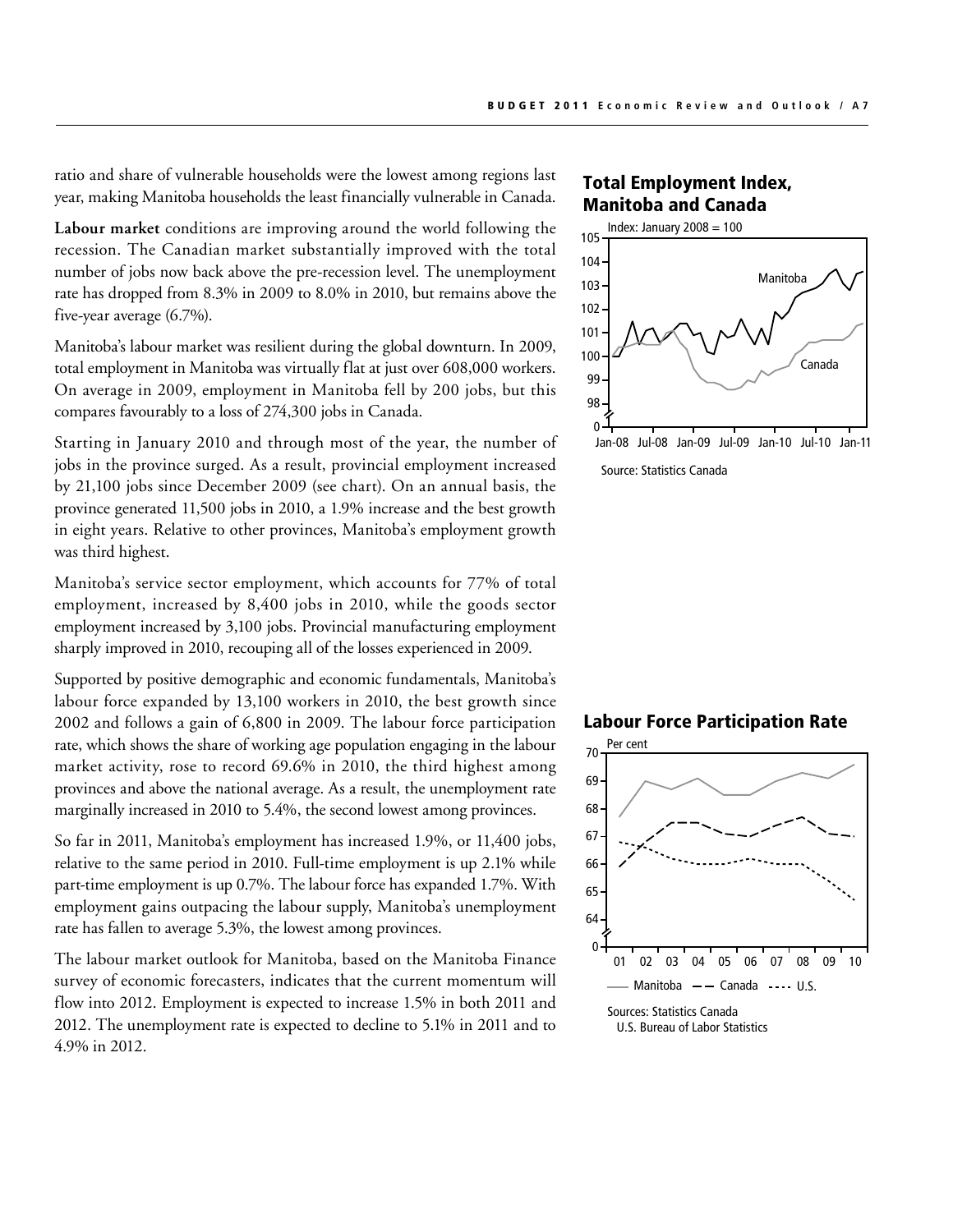ratio and share of vulnerable households were the lowest among regions last year, making Manitoba households the least financially vulnerable in Canada.

**Labour market** conditions are improving around the world following the recession. The Canadian market substantially improved with the total number of jobs now back above the pre-recession level. The unemployment rate has dropped from 8.3% in 2009 to 8.0% in 2010, but remains above the five-year average (6.7%).

Manitoba's labour market was resilient during the global downturn. In 2009, total employment in Manitoba was virtually flat at just over 608,000 workers. On average in 2009, employment in Manitoba fell by 200 jobs, but this compares favourably to a loss of 274,300 jobs in Canada.

Starting in January 2010 and through most of the year, the number of jobs in the province surged. As a result, provincial employment increased by 21,100 jobs since December 2009 (see chart). On an annual basis, the province generated 11,500 jobs in 2010, a 1.9% increase and the best growth in eight years. Relative to other provinces, Manitoba's employment growth was third highest.

Manitoba's service sector employment, which accounts for 77% of total employment, increased by 8,400 jobs in 2010, while the goods sector employment increased by 3,100 jobs. Provincial manufacturing employment sharply improved in 2010, recouping all of the losses experienced in 2009.

Supported by positive demographic and economic fundamentals, Manitoba's labour force expanded by 13,100 workers in 2010, the best growth since 2002 and follows a gain of 6,800 in 2009. The labour force participation rate, which shows the share of working age population engaging in the labour market activity, rose to record 69.6% in 2010, the third highest among provinces and above the national average. As a result, the unemployment rate marginally increased in 2010 to 5.4%, the second lowest among provinces.

So far in 2011, Manitoba's employment has increased 1.9%, or 11,400 jobs, relative to the same period in 2010. Full-time employment is up 2.1% while part-time employment is up 0.7%. The labour force has expanded 1.7%. With employment gains outpacing the labour supply, Manitoba's unemployment rate has fallen to average 5.3%, the lowest among provinces.

The labour market outlook for Manitoba, based on the Manitoba Finance survey of economic forecasters, indicates that the current momentum will flow into 2012. Employment is expected to increase 1.5% in both 2011 and 2012. The unemployment rate is expected to decline to 5.1% in 2011 and to 4.9% in 2012.

### Total Employment Index, Manitoba and Canada

Index: January 2008 = 100

Source: Statistics Canada

### Labour Force Participation Rate

Per cent

Sources: Statistics Canada
U.S. Bureau of Labor Statistics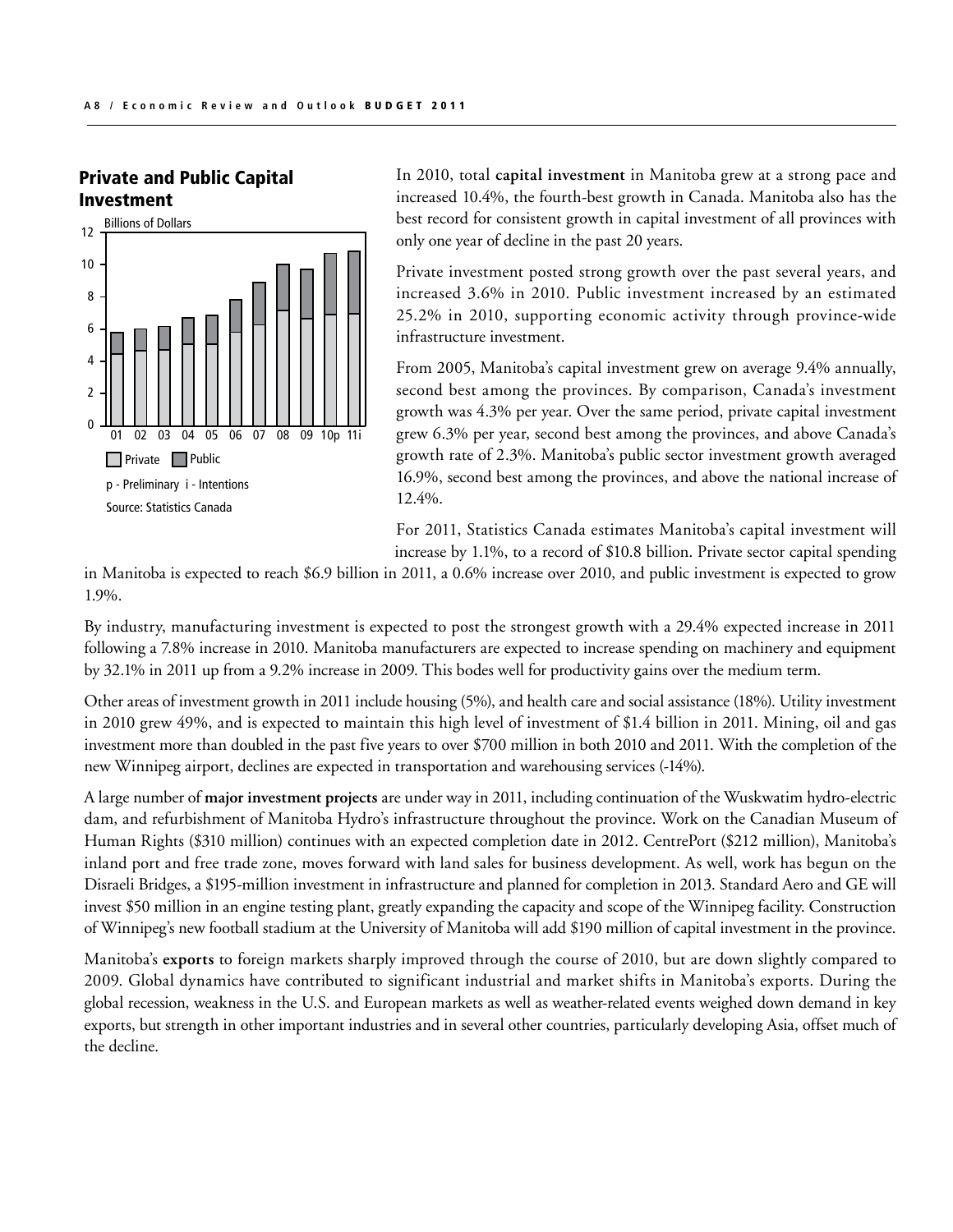## Private and Public Capital Investment

Billions of Dollars

Private Public

p - Preliminary i - Intentions

Source: Statistics Canada

In 2010, total **capital investment** in Manitoba grew at a strong pace and increased 10.4%, the fourth-best growth in Canada. Manitoba also has the best record for consistent growth in capital investment of all provinces with only one year of decline in the past 20 years.

Private investment posted strong growth over the past several years, and increased 3.6% in 2010. Public investment increased by an estimated 25.2% in 2010, supporting economic activity through province-wide infrastructure investment.

From 2005, Manitoba's capital investment grew on average 9.4% annually, second best among the provinces. By comparison, Canada's investment growth was 4.3% per year. Over the same period, private capital investment grew 6.3% per year, second best among the provinces, and above Canada's growth rate of 2.3%. Manitoba's public sector investment growth averaged 16.9%, second best among the provinces, and above the national increase of 12.4%.

For 2011, Statistics Canada estimates Manitoba's capital investment will increase by 1.1%, to a record of $10.8 billion. Private sector capital spending in Manitoba is expected to reach $6.9 billion in 2011, a 0.6% increase over 2010, and public investment is expected to grow 1.9%.

By industry, manufacturing investment is expected to post the strongest growth with a 29.4% expected increase in 2011 following a 7.8% increase in 2010. Manitoba manufacturers are expected to increase spending on machinery and equipment by 32.1% in 2011 up from a 9.2% increase in 2009. This bodes well for productivity gains over the medium term.

Other areas of investment growth in 2011 include housing (5%), and health care and social assistance (18%). Utility investment in 2010 grew 49%, and is expected to maintain this high level of investment of $1.4 billion in 2011. Mining, oil and gas investment more than doubled in the past five years to over $700 million in both 2010 and 2011. With the completion of the new Winnipeg airport, declines are expected in transportation and warehousing services (-14%).

A large number of **major investment projects** are under way in 2011, including continuation of the Wuskwatim hydro-electric dam, and refurbishment of Manitoba Hydro's infrastructure throughout the province. Work on the Canadian Museum of Human Rights ($310 million) continues with an expected completion date in 2012. CentrePort ($212 million), Manitoba's inland port and free trade zone, moves forward with land sales for business development. As well, work has begun on the Disraeli Bridges, a $195-million investment in infrastructure and planned for completion in 2013. Standard Aero and GE will invest $50 million in an engine testing plant, greatly expanding the capacity and scope of the Winnipeg facility. Construction of Winnipeg's new football stadium at the University of Manitoba will add $190 million of capital investment in the province.

Manitoba's **exports** to foreign markets sharply improved through the course of 2010, but are down slightly compared to 2009. Global dynamics have contributed to significant industrial and market shifts in Manitoba's exports. During the global recession, weakness in the U.S. and European markets as well as weather-related events weighed down demand in key exports, but strength in other important industries and in several other countries, particularly developing Asia, offset much of the decline.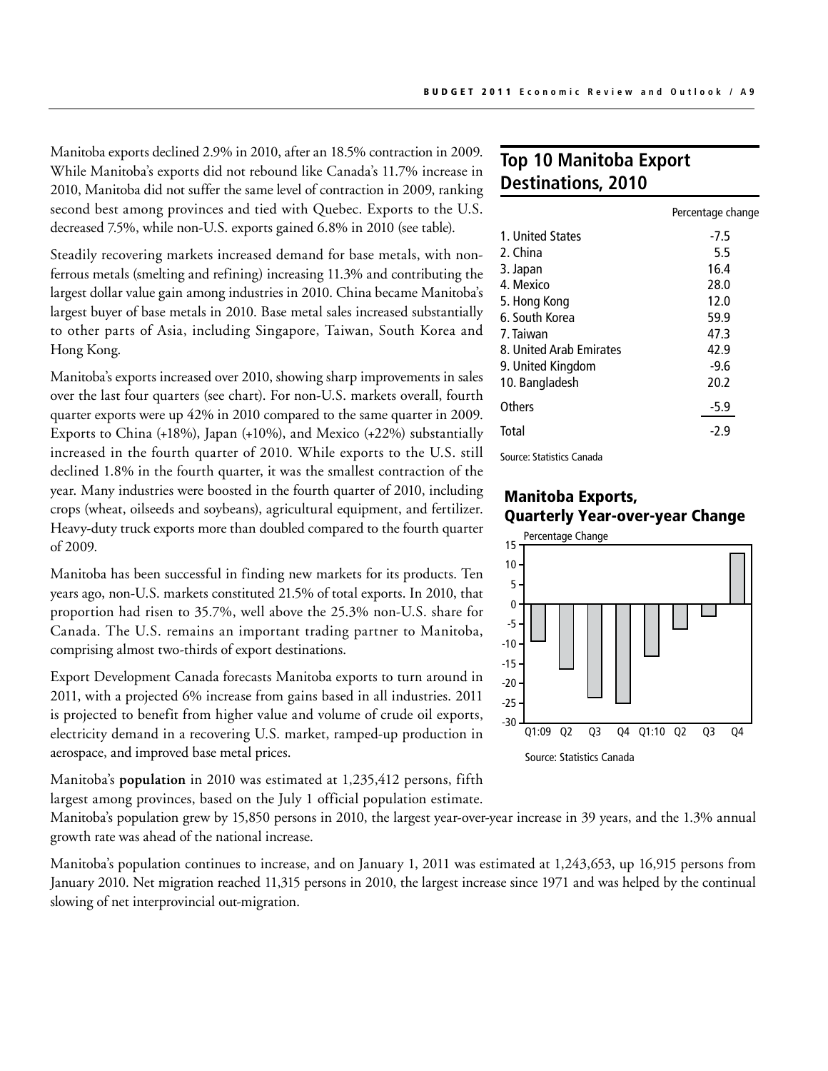Manitoba exports declined 2.9% in 2010, after an 18.5% contraction in 2009. While Manitoba's exports did not rebound like Canada's 11.7% increase in 2010, Manitoba did not suffer the same level of contraction in 2009, ranking second best among provinces and tied with Quebec. Exports to the U.S. decreased 7.5%, while non-U.S. exports gained 6.8% in 2010 (see table).

Steadily recovering markets increased demand for base metals, with non-ferrous metals (smelting and refining) increasing 11.3% and contributing the largest dollar value gain among industries in 2010. China became Manitoba's largest buyer of base metals in 2010. Base metal sales increased substantially to other parts of Asia, including Singapore, Taiwan, South Korea and Hong Kong.

Manitoba's exports increased over 2010, showing sharp improvements in sales over the last four quarters (see chart). For non-U.S. markets overall, fourth quarter exports were up 42% in 2010 compared to the same quarter in 2009. Exports to China (+18%), Japan (+10%), and Mexico (+22%) substantially increased in the fourth quarter of 2010. While exports to the U.S. still declined 1.8% in the fourth quarter, it was the smallest contraction of the year. Many industries were boosted in the fourth quarter of 2010, including crops (wheat, oilseeds and soybeans), agricultural equipment, and fertilizer. Heavy-duty truck exports more than doubled compared to the fourth quarter of 2009.

Manitoba has been successful in finding new markets for its products. Ten years ago, non-U.S. markets constituted 21.5% of total exports. In 2010, that proportion had risen to 35.7%, well above the 25.3% non-U.S. share for Canada. The U.S. remains an important trading partner to Manitoba, comprising almost two-thirds of export destinations.

Export Development Canada forecasts Manitoba exports to turn around in 2011, with a projected 6% increase from gains based in all industries. 2011 is projected to benefit from higher value and volume of crude oil exports, electricity demand in a recovering U.S. market, ramped-up production in aerospace, and improved base metal prices.

## Top 10 Manitoba Export Destinations, 2010

| | Percentage change |
|---|---|
| 1. United States | -7.5 |
| 2. China | 5.5 |
| 3. Japan | 16.4 |
| 4. Mexico | 28.0 |
| 5. Hong Kong | 12.0 |
| 6. South Korea | 59.9 |
| 7. Taiwan | 47.3 |
| 8. United Arab Emirates | 42.9 |
| 9. United Kingdom | -9.6 |
| 10. Bangladesh | 20.2 |
| Others | -5.9 |
| Total | -2.9 |

Source: Statistics Canada

## Manitoba Exports, Quarterly Year-over-year Change

Percentage Change

Source: Statistics Canada

Manitoba's **population** in 2010 was estimated at 1,235,412 persons, fifth largest among provinces, based on the July 1 official population estimate. Manitoba's population grew by 15,850 persons in 2010, the largest year-over-year increase in 39 years, and the 1.3% annual growth rate was ahead of the national increase.

Manitoba's population continues to increase, and on January 1, 2011 was estimated at 1,243,653, up 16,915 persons from January 2010. Net migration reached 11,315 persons in 2010, the largest increase since 1971 and was helped by the continual slowing of net interprovincial out-migration.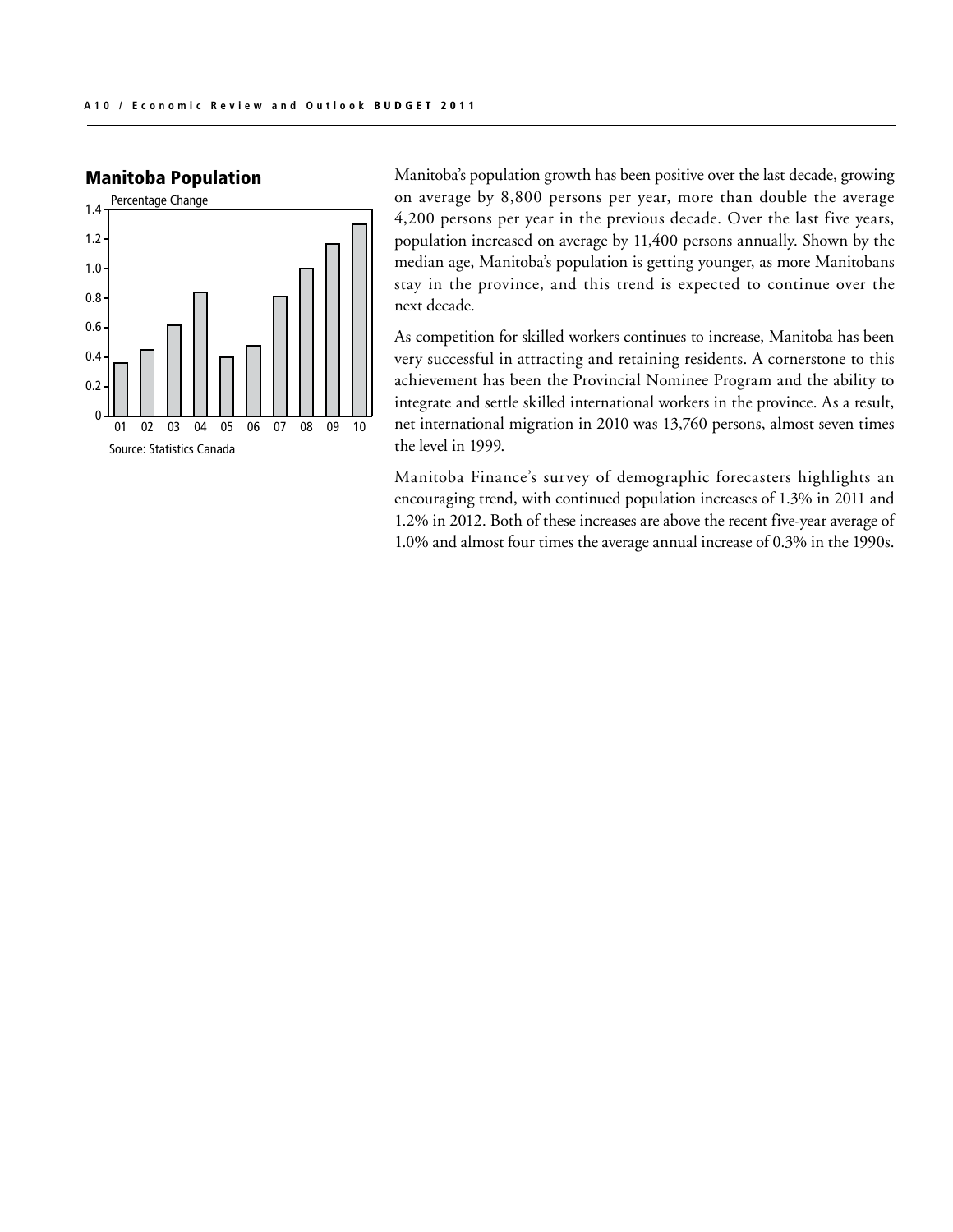## Manitoba Population

Percentage Change

Source: Statistics Canada

Manitoba's population growth has been positive over the last decade, growing on average by 8,800 persons per year, more than double the average 4,200 persons per year in the previous decade. Over the last five years, population increased on average by 11,400 persons annually. Shown by the median age, Manitoba's population is getting younger, as more Manitobans stay in the province, and this trend is expected to continue over the next decade.

As competition for skilled workers continues to increase, Manitoba has been very successful in attracting and retaining residents. A cornerstone to this achievement has been the Provincial Nominee Program and the ability to integrate and settle skilled international workers in the province. As a result, net international migration in 2010 was 13,760 persons, almost seven times the level in 1999.

Manitoba Finance's survey of demographic forecasters highlights an encouraging trend, with continued population increases of 1.3% in 2011 and 1.2% in 2012. Both of these increases are above the recent five-year average of 1.0% and almost four times the average annual increase of 0.3% in the 1990s.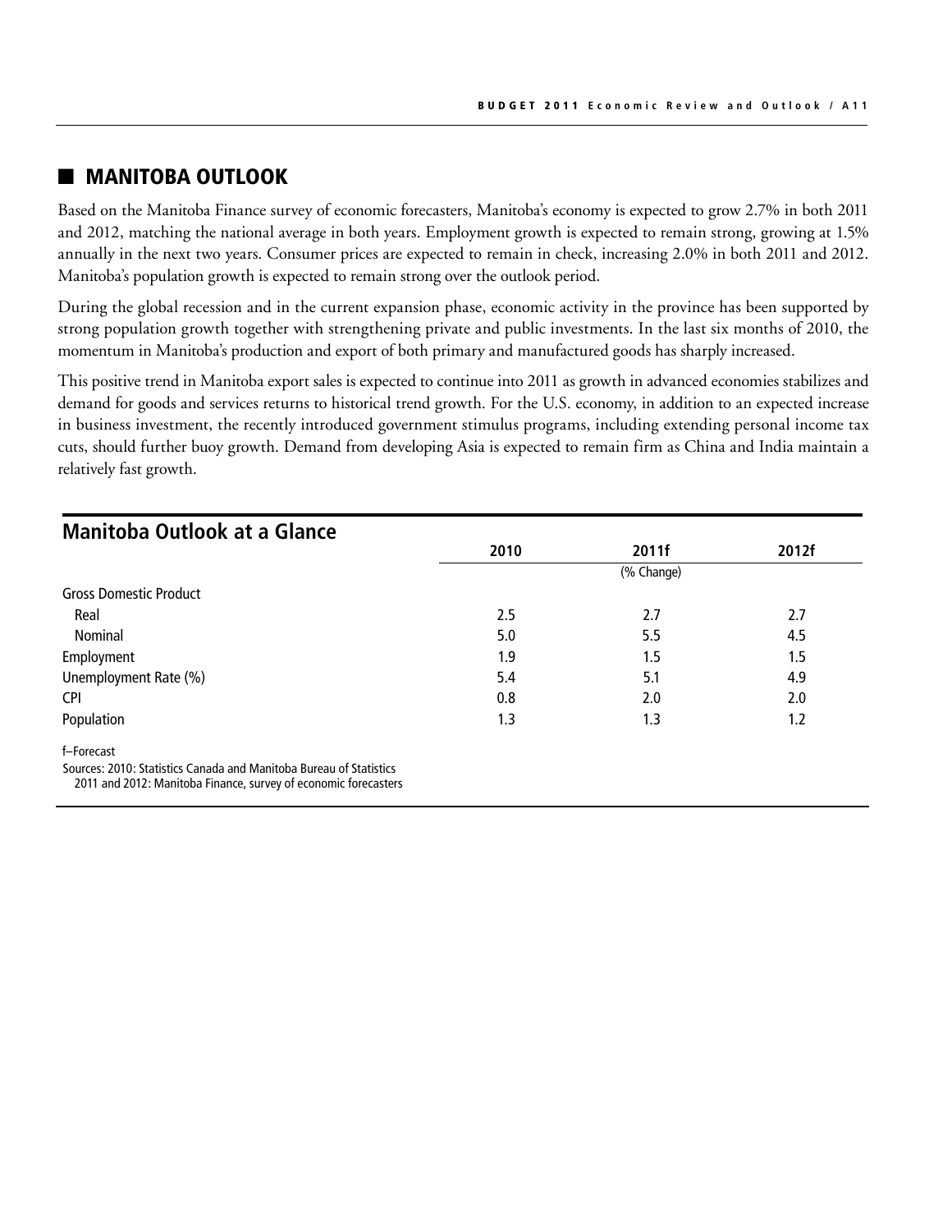## MANITOBA OUTLOOK

Based on the Manitoba Finance survey of economic forecasters, Manitoba's economy is expected to grow 2.7% in both 2011 and 2012, matching the national average in both years. Employment growth is expected to remain strong, growing at 1.5% annually in the next two years. Consumer prices are expected to remain in check, increasing 2.0% in both 2011 and 2012. Manitoba's population growth is expected to remain strong over the outlook period.

During the global recession and in the current expansion phase, economic activity in the province has been supported by strong population growth together with strengthening private and public investments. In the last six months of 2010, the momentum in Manitoba's production and export of both primary and manufactured goods has sharply increased.

This positive trend in Manitoba export sales is expected to continue into 2011 as growth in advanced economies stabilizes and demand for goods and services returns to historical trend growth. For the U.S. economy, in addition to an expected increase in business investment, the recently introduced government stimulus programs, including extending personal income tax cuts, should further buoy growth. Demand from developing Asia is expected to remain firm as China and India maintain a relatively fast growth.

### Manitoba Outlook at a Glance

| | 2010 | 2011f | 2012f |
|---|---|---|---|
| | | (% Change) | |
| Gross Domestic Product | | | |
| Real | 2.5 | 2.7 | 2.7 |
| Nominal | 5.0 | 5.5 | 4.5 |
| Employment | 1.9 | 1.5 | 1.5 |
| Unemployment Rate (%) | 5.4 | 5.1 | 4.9 |
| CPI | 0.8 | 2.0 | 2.0 |
| Population | 1.3 | 1.3 | 1.2 |

f–Forecast

Sources: 2010: Statistics Canada and Manitoba Bureau of Statistics
2011 and 2012: Manitoba Finance, survey of economic forecasters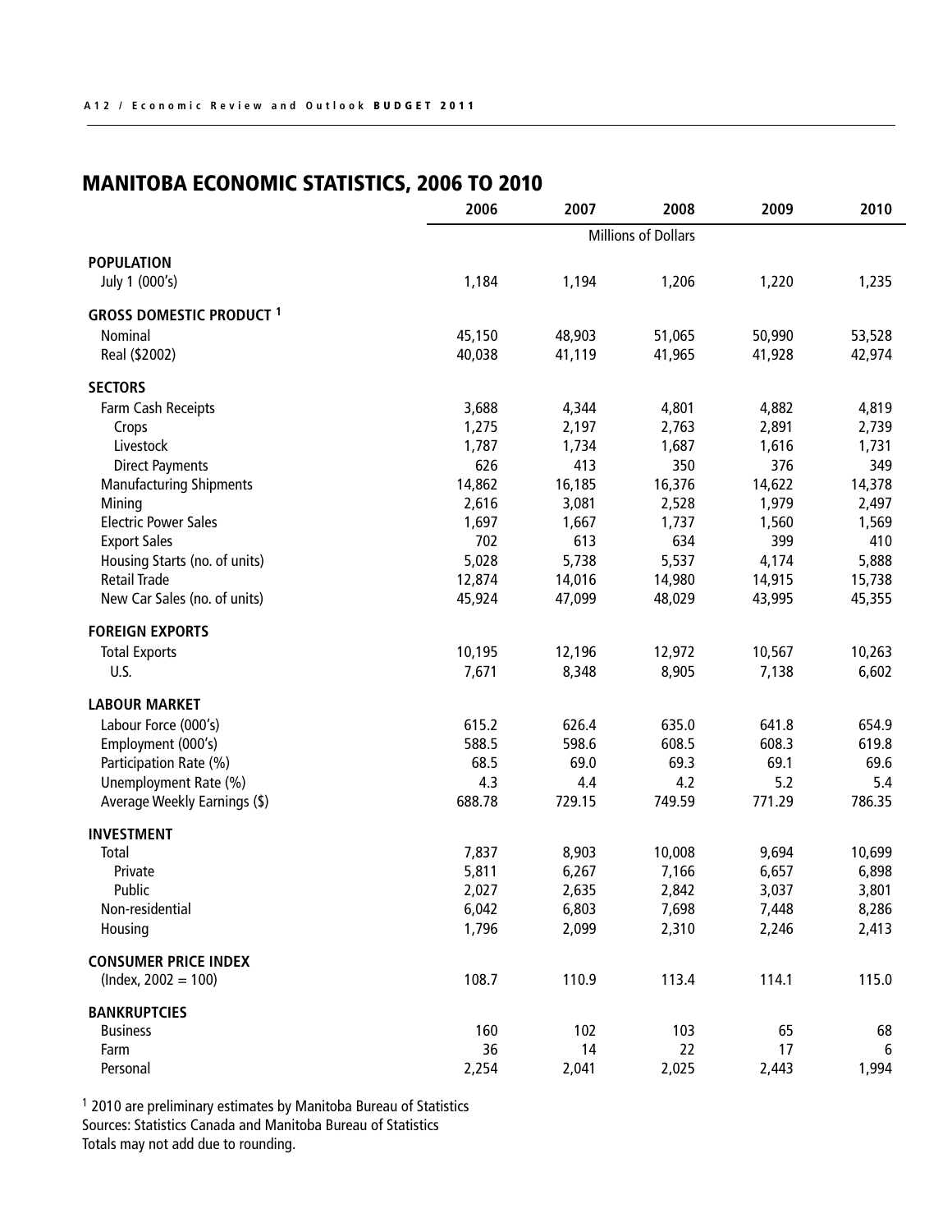## MANITOBA ECONOMIC STATISTICS, 2006 TO 2010

| | 2006 | 2007 | 2008 | 2009 | 2010 |
|---|---|---|---|---|---|
| | | | Millions of Dollars | | |
| **POPULATION** | | | | | |
| July 1 (000's) | 1,184 | 1,194 | 1,206 | 1,220 | 1,235 |
| **GROSS DOMESTIC PRODUCT [1]** | | | | | |
| Nominal | 45,150 | 48,903 | 51,065 | 50,990 | 53,528 |
| Real ($2002) | 40,038 | 41,119 | 41,965 | 41,928 | 42,974 |
| **SECTORS** | | | | | |
| Farm Cash Receipts | 3,688 | 4,344 | 4,801 | 4,882 | 4,819 |
| Crops | 1,275 | 2,197 | 2,763 | 2,891 | 2,739 |
| Livestock | 1,787 | 1,734 | 1,687 | 1,616 | 1,731 |
| Direct Payments | 626 | 413 | 350 | 376 | 349 |
| Manufacturing Shipments | 14,862 | 16,185 | 16,376 | 14,622 | 14,378 |
| Mining | 2,616 | 3,081 | 2,528 | 1,979 | 2,497 |
| Electric Power Sales | 1,697 | 1,667 | 1,737 | 1,560 | 1,569 |
| Export Sales | 702 | 613 | 634 | 399 | 410 |
| Housing Starts (no. of units) | 5,028 | 5,738 | 5,537 | 4,174 | 5,888 |
| Retail Trade | 12,874 | 14,016 | 14,980 | 14,915 | 15,738 |
| New Car Sales (no. of units) | 45,924 | 47,099 | 48,029 | 43,995 | 45,355 |
| **FOREIGN EXPORTS** | | | | | |
| Total Exports | 10,195 | 12,196 | 12,972 | 10,567 | 10,263 |
| U.S. | 7,671 | 8,348 | 8,905 | 7,138 | 6,602 |
| **LABOUR MARKET** | | | | | |
| Labour Force (000's) | 615.2 | 626.4 | 635.0 | 641.8 | 654.9 |
| Employment (000's) | 588.5 | 598.6 | 608.5 | 608.3 | 619.8 |
| Participation Rate (%) | 68.5 | 69.0 | 69.3 | 69.1 | 69.6 |
| Unemployment Rate (%) | 4.3 | 4.4 | 4.2 | 5.2 | 5.4 |
| Average Weekly Earnings ($) | 688.78 | 729.15 | 749.59 | 771.29 | 786.35 |
| **INVESTMENT** | | | | | |
| Total | 7,837 | 8,903 | 10,008 | 9,694 | 10,699 |
| Private | 5,811 | 6,267 | 7,166 | 6,657 | 6,898 |
| Public | 2,027 | 2,635 | 2,842 | 3,037 | 3,801 |
| Non-residential | 6,042 | 6,803 | 7,698 | 7,448 | 8,286 |
| Housing | 1,796 | 2,099 | 2,310 | 2,246 | 2,413 |
| **CONSUMER PRICE INDEX** | | | | | |
| (Index, 2002 = 100) | 108.7 | 110.9 | 113.4 | 114.1 | 115.0 |
| **BANKRUPTCIES** | | | | | |
| Business | 160 | 102 | 103 | 65 | 68 |
| Farm | 36 | 14 | 22 | 17 | 6 |
| Personal | 2,254 | 2,041 | 2,025 | 2,443 | 1,994 |

[1] 2010 are preliminary estimates by Manitoba Bureau of Statistics
Sources: Statistics Canada and Manitoba Bureau of Statistics
Totals may not add due to rounding.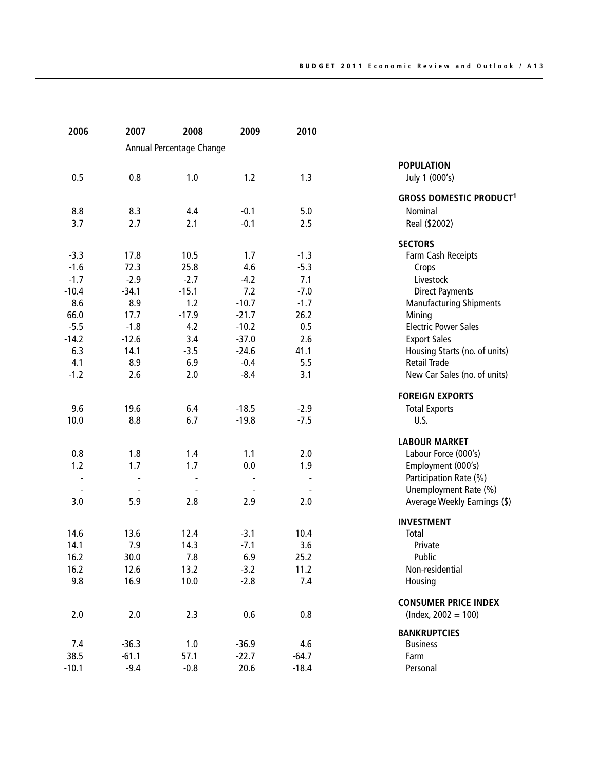| 2006 | 2007 | 2008 | 2009 | 2010 | |
|---|---|---|---|---|---|
| | | Annual Percentage Change | | | |
| | | | | | **POPULATION** |
| 0.5 | 0.8 | 1.0 | 1.2 | 1.3 | July 1 (000's) |
| | | | | | **GROSS DOMESTIC PRODUCT[1]** |
| 8.8 | 8.3 | 4.4 | -0.1 | 5.0 | Nominal |
| 3.7 | 2.7 | 2.1 | -0.1 | 2.5 | Real ($2002) |
| | | | | | **SECTORS** |
| -3.3 | 17.8 | 10.5 | 1.7 | -1.3 | Farm Cash Receipts |
| -1.6 | 72.3 | 25.8 | 4.6 | -5.3 | Crops |
| -1.7 | -2.9 | -2.7 | -4.2 | 7.1 | Livestock |
| -10.4 | -34.1 | -15.1 | 7.2 | -7.0 | Direct Payments |
| 8.6 | 8.9 | 1.2 | -10.7 | -1.7 | Manufacturing Shipments |
| 66.0 | 17.7 | -17.9 | -21.7 | 26.2 | Mining |
| -5.5 | -1.8 | 4.2 | -10.2 | 0.5 | Electric Power Sales |
| -14.2 | -12.6 | 3.4 | -37.0 | 2.6 | Export Sales |
| 6.3 | 14.1 | -3.5 | -24.6 | 41.1 | Housing Starts (no. of units) |
| 4.1 | 8.9 | 6.9 | -0.4 | 5.5 | Retail Trade |
| -1.2 | 2.6 | 2.0 | -8.4 | 3.1 | New Car Sales (no. of units) |
| | | | | | **FOREIGN EXPORTS** |
| 9.6 | 19.6 | 6.4 | -18.5 | -2.9 | Total Exports |
| 10.0 | 8.8 | 6.7 | -19.8 | -7.5 | U.S. |
| | | | | | **LABOUR MARKET** |
| 0.8 | 1.8 | 1.4 | 1.1 | 2.0 | Labour Force (000's) |
| 1.2 | 1.7 | 1.7 | 0.0 | 1.9 | Employment (000's) |
| - | - | - | - | - | Participation Rate (%) |
| - | - | - | - | - | Unemployment Rate (%) |
| 3.0 | 5.9 | 2.8 | 2.9 | 2.0 | Average Weekly Earnings ($) |
| | | | | | **INVESTMENT** |
| 14.6 | 13.6 | 12.4 | -3.1 | 10.4 | Total |
| 14.1 | 7.9 | 14.3 | -7.1 | 3.6 | Private |
| 16.2 | 30.0 | 7.8 | 6.9 | 25.2 | Public |
| 16.2 | 12.6 | 13.2 | -3.2 | 11.2 | Non-residential |
| 9.8 | 16.9 | 10.0 | -2.8 | 7.4 | Housing |
| | | | | | **CONSUMER PRICE INDEX** |
| 2.0 | 2.0 | 2.3 | 0.6 | 0.8 | (Index, 2002 = 100) |
| | | | | | **BANKRUPTCIES** |
| 7.4 | -36.3 | 1.0 | -36.9 | 4.6 | Business |
| 38.5 | -61.1 | 57.1 | -22.7 | -64.7 | Farm |
| -10.1 | -9.4 | -0.8 | 20.6 | -18.4 | Personal |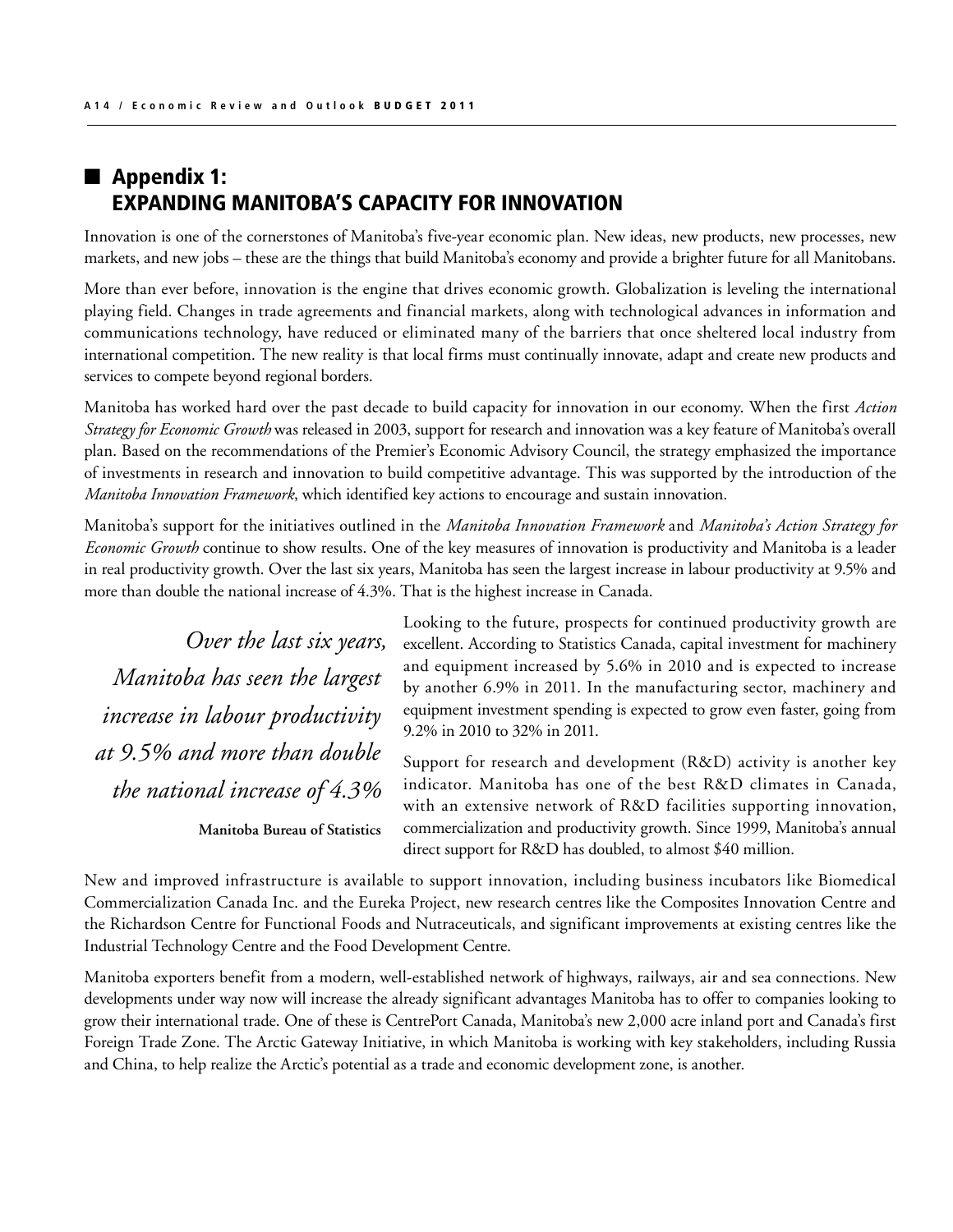## Appendix 1: EXPANDING MANITOBA'S CAPACITY FOR INNOVATION

Innovation is one of the cornerstones of Manitoba's five-year economic plan. New ideas, new products, new processes, new markets, and new jobs – these are the things that build Manitoba's economy and provide a brighter future for all Manitobans.

More than ever before, innovation is the engine that drives economic growth. Globalization is leveling the international playing field. Changes in trade agreements and financial markets, along with technological advances in information and communications technology, have reduced or eliminated many of the barriers that once sheltered local industry from international competition. The new reality is that local firms must continually innovate, adapt and create new products and services to compete beyond regional borders.

Manitoba has worked hard over the past decade to build capacity for innovation in our economy. When the first *Action Strategy for Economic Growth* was released in 2003, support for research and innovation was a key feature of Manitoba's overall plan. Based on the recommendations of the Premier's Economic Advisory Council, the strategy emphasized the importance of investments in research and innovation to build competitive advantage. This was supported by the introduction of the *Manitoba Innovation Framework*, which identified key actions to encourage and sustain innovation.

Manitoba's support for the initiatives outlined in the *Manitoba Innovation Framework* and *Manitoba's Action Strategy for Economic Growth* continue to show results. One of the key measures of innovation is productivity and Manitoba is a leader in real productivity growth. Over the last six years, Manitoba has seen the largest increase in labour productivity at 9.5% and more than double the national increase of 4.3%. That is the highest increase in Canada.

> *Over the last six years, Manitoba has seen the largest increase in labour productivity at 9.5% and more than double the national increase of 4.3%*
>
> **Manitoba Bureau of Statistics**

Looking to the future, prospects for continued productivity growth are excellent. According to Statistics Canada, capital investment for machinery and equipment increased by 5.6% in 2010 and is expected to increase by another 6.9% in 2011. In the manufacturing sector, machinery and equipment investment spending is expected to grow even faster, going from 9.2% in 2010 to 32% in 2011.

Support for research and development (R&D) activity is another key indicator. Manitoba has one of the best R&D climates in Canada, with an extensive network of R&D facilities supporting innovation, commercialization and productivity growth. Since 1999, Manitoba's annual direct support for R&D has doubled, to almost $40 million.

New and improved infrastructure is available to support innovation, including business incubators like Biomedical Commercialization Canada Inc. and the Eureka Project, new research centres like the Composites Innovation Centre and the Richardson Centre for Functional Foods and Nutraceuticals, and significant improvements at existing centres like the Industrial Technology Centre and the Food Development Centre.

Manitoba exporters benefit from a modern, well-established network of highways, railways, air and sea connections. New developments under way now will increase the already significant advantages Manitoba has to offer to companies looking to grow their international trade. One of these is CentrePort Canada, Manitoba's new 2,000 acre inland port and Canada's first Foreign Trade Zone. The Arctic Gateway Initiative, in which Manitoba is working with key stakeholders, including Russia and China, to help realize the Arctic's potential as a trade and economic development zone, is another.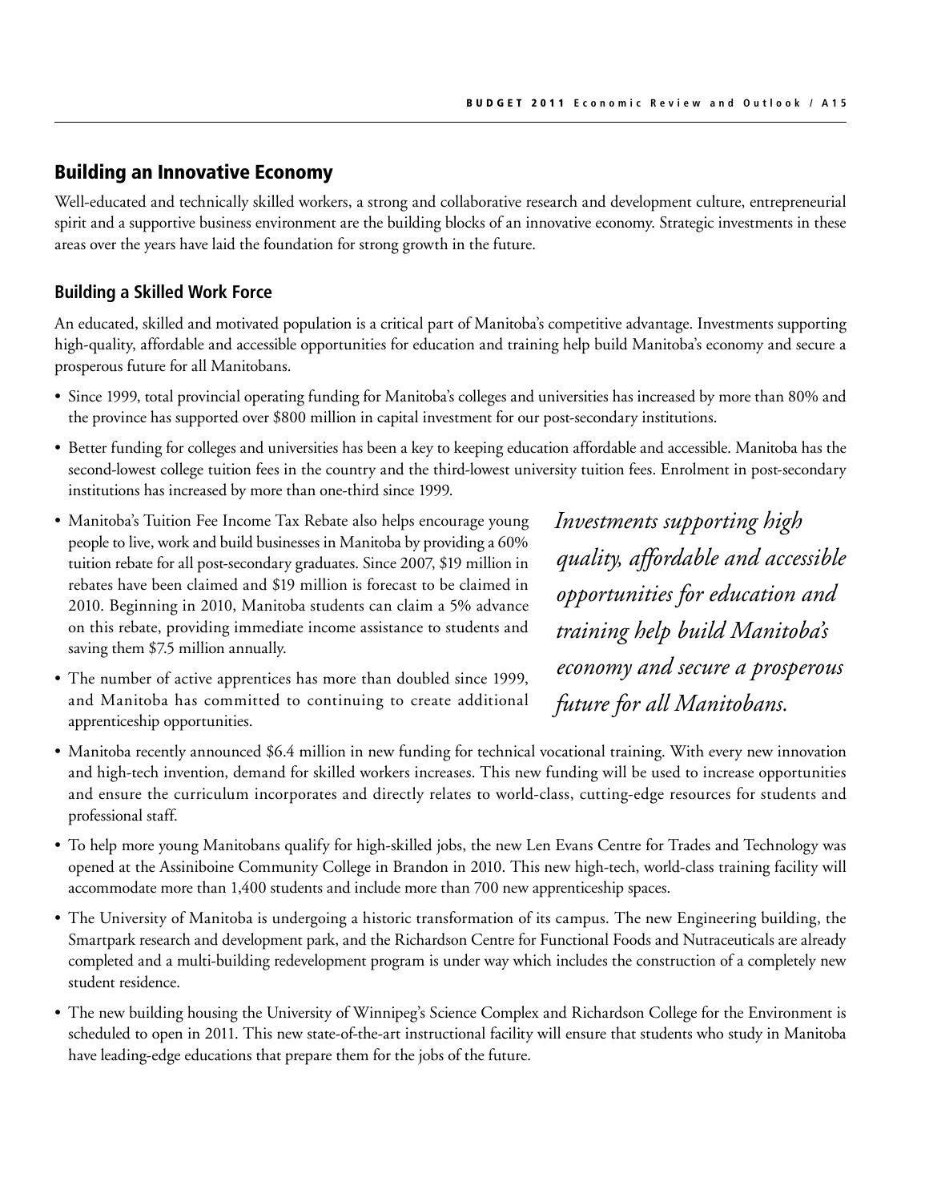## Building an Innovative Economy

Well-educated and technically skilled workers, a strong and collaborative research and development culture, entrepreneurial spirit and a supportive business environment are the building blocks of an innovative economy. Strategic investments in these areas over the years have laid the foundation for strong growth in the future.

### Building a Skilled Work Force

An educated, skilled and motivated population is a critical part of Manitoba's competitive advantage. Investments supporting high-quality, affordable and accessible opportunities for education and training help build Manitoba's economy and secure a prosperous future for all Manitobans.

- Since 1999, total provincial operating funding for Manitoba's colleges and universities has increased by more than 80% and the province has supported over $800 million in capital investment for our post-secondary institutions.
- Better funding for colleges and universities has been a key to keeping education affordable and accessible. Manitoba has the second-lowest college tuition fees in the country and the third-lowest university tuition fees. Enrolment in post-secondary institutions has increased by more than one-third since 1999.
- Manitoba's Tuition Fee Income Tax Rebate also helps encourage young people to live, work and build businesses in Manitoba by providing a 60% tuition rebate for all post-secondary graduates. Since 2007, $19 million in rebates have been claimed and $19 million is forecast to be claimed in 2010. Beginning in 2010, Manitoba students can claim a 5% advance on this rebate, providing immediate income assistance to students and saving them $7.5 million annually.
- The number of active apprentices has more than doubled since 1999, and Manitoba has committed to continuing to create additional apprenticeship opportunities.

*Investments supporting high quality, affordable and accessible opportunities for education and training help build Manitoba's economy and secure a prosperous future for all Manitobans.*

- Manitoba recently announced $6.4 million in new funding for technical vocational training. With every new innovation and high-tech invention, demand for skilled workers increases. This new funding will be used to increase opportunities and ensure the curriculum incorporates and directly relates to world-class, cutting-edge resources for students and professional staff.
- To help more young Manitobans qualify for high-skilled jobs, the new Len Evans Centre for Trades and Technology was opened at the Assiniboine Community College in Brandon in 2010. This new high-tech, world-class training facility will accommodate more than 1,400 students and include more than 700 new apprenticeship spaces.
- The University of Manitoba is undergoing a historic transformation of its campus. The new Engineering building, the Smartpark research and development park, and the Richardson Centre for Functional Foods and Nutraceuticals are already completed and a multi-building redevelopment program is under way which includes the construction of a completely new student residence.
- The new building housing the University of Winnipeg's Science Complex and Richardson College for the Environment is scheduled to open in 2011. This new state-of-the-art instructional facility will ensure that students who study in Manitoba have leading-edge educations that prepare them for the jobs of the future.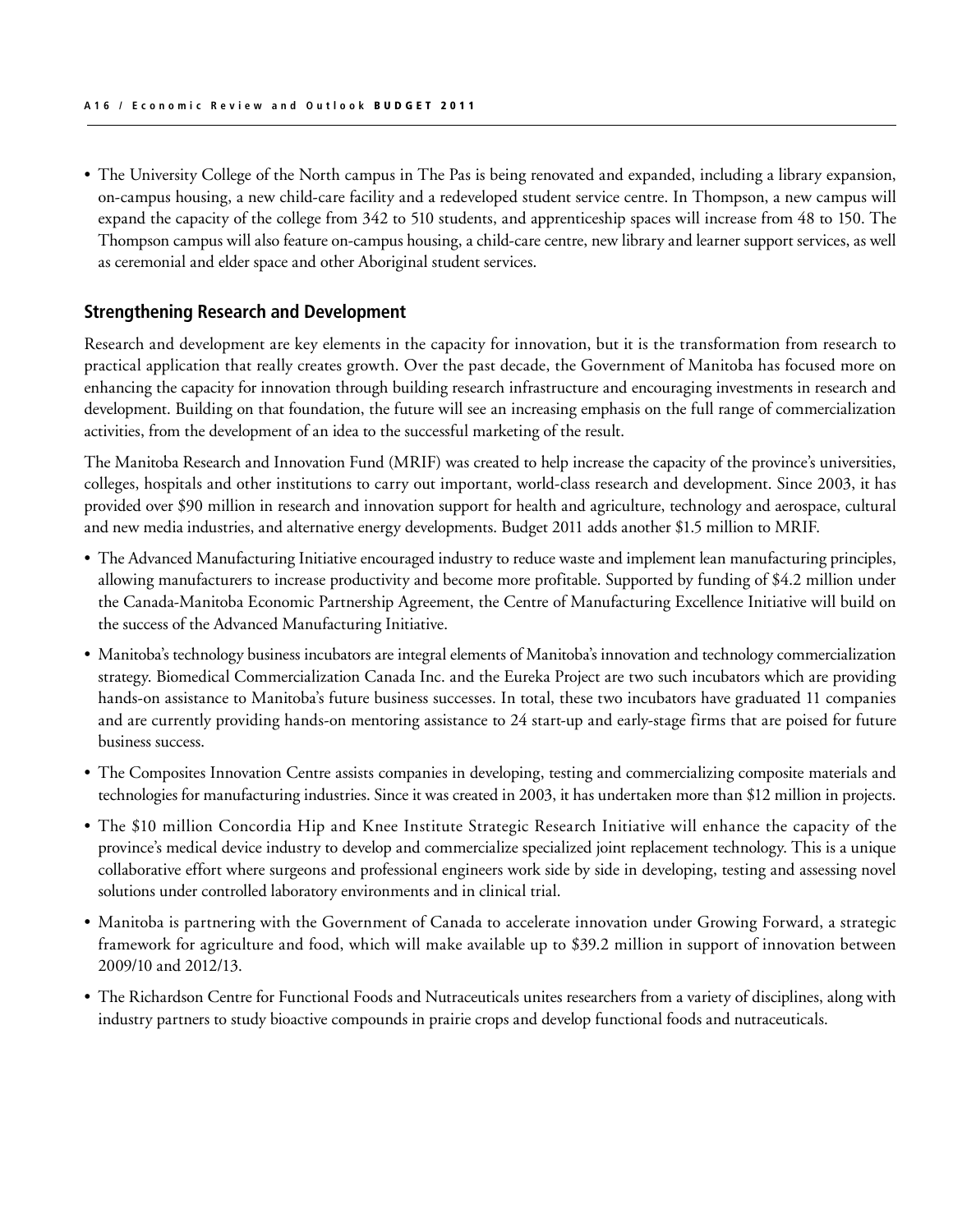- The University College of the North campus in The Pas is being renovated and expanded, including a library expansion, on-campus housing, a new child-care facility and a redeveloped student service centre. In Thompson, a new campus will expand the capacity of the college from 342 to 510 students, and apprenticeship spaces will increase from 48 to 150. The Thompson campus will also feature on-campus housing, a child-care centre, new library and learner support services, as well as ceremonial and elder space and other Aboriginal student services.

## Strengthening Research and Development

Research and development are key elements in the capacity for innovation, but it is the transformation from research to practical application that really creates growth. Over the past decade, the Government of Manitoba has focused more on enhancing the capacity for innovation through building research infrastructure and encouraging investments in research and development. Building on that foundation, the future will see an increasing emphasis on the full range of commercialization activities, from the development of an idea to the successful marketing of the result.

The Manitoba Research and Innovation Fund (MRIF) was created to help increase the capacity of the province's universities, colleges, hospitals and other institutions to carry out important, world-class research and development. Since 2003, it has provided over $90 million in research and innovation support for health and agriculture, technology and aerospace, cultural and new media industries, and alternative energy developments. Budget 2011 adds another $1.5 million to MRIF.

- The Advanced Manufacturing Initiative encouraged industry to reduce waste and implement lean manufacturing principles, allowing manufacturers to increase productivity and become more profitable. Supported by funding of $4.2 million under the Canada-Manitoba Economic Partnership Agreement, the Centre of Manufacturing Excellence Initiative will build on the success of the Advanced Manufacturing Initiative.
- Manitoba's technology business incubators are integral elements of Manitoba's innovation and technology commercialization strategy. Biomedical Commercialization Canada Inc. and the Eureka Project are two such incubators which are providing hands-on assistance to Manitoba's future business successes. In total, these two incubators have graduated 11 companies and are currently providing hands-on mentoring assistance to 24 start-up and early-stage firms that are poised for future business success.
- The Composites Innovation Centre assists companies in developing, testing and commercializing composite materials and technologies for manufacturing industries. Since it was created in 2003, it has undertaken more than $12 million in projects.
- The $10 million Concordia Hip and Knee Institute Strategic Research Initiative will enhance the capacity of the province's medical device industry to develop and commercialize specialized joint replacement technology. This is a unique collaborative effort where surgeons and professional engineers work side by side in developing, testing and assessing novel solutions under controlled laboratory environments and in clinical trial.
- Manitoba is partnering with the Government of Canada to accelerate innovation under Growing Forward, a strategic framework for agriculture and food, which will make available up to $39.2 million in support of innovation between 2009/10 and 2012/13.
- The Richardson Centre for Functional Foods and Nutraceuticals unites researchers from a variety of disciplines, along with industry partners to study bioactive compounds in prairie crops and develop functional foods and nutraceuticals.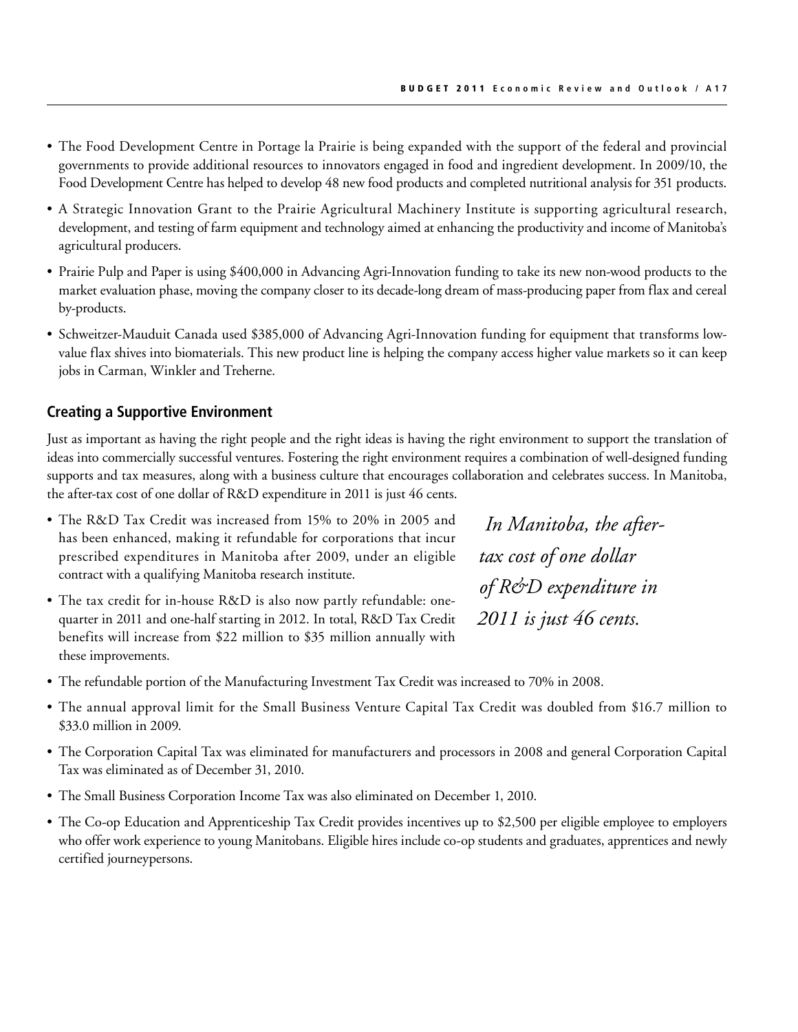- The Food Development Centre in Portage la Prairie is being expanded with the support of the federal and provincial governments to provide additional resources to innovators engaged in food and ingredient development. In 2009/10, the Food Development Centre has helped to develop 48 new food products and completed nutritional analysis for 351 products.
- A Strategic Innovation Grant to the Prairie Agricultural Machinery Institute is supporting agricultural research, development, and testing of farm equipment and technology aimed at enhancing the productivity and income of Manitoba's agricultural producers.
- Prairie Pulp and Paper is using $400,000 in Advancing Agri-Innovation funding to take its new non-wood products to the market evaluation phase, moving the company closer to its decade-long dream of mass-producing paper from flax and cereal by-products.
- Schweitzer-Mauduit Canada used $385,000 of Advancing Agri-Innovation funding for equipment that transforms low-value flax shives into biomaterials. This new product line is helping the company access higher value markets so it can keep jobs in Carman, Winkler and Treherne.

### Creating a Supportive Environment

Just as important as having the right people and the right ideas is having the right environment to support the translation of ideas into commercially successful ventures. Fostering the right environment requires a combination of well-designed funding supports and tax measures, along with a business culture that encourages collaboration and celebrates success. In Manitoba, the after-tax cost of one dollar of R&D expenditure in 2011 is just 46 cents.

*In Manitoba, the after-tax cost of one dollar of R&D expenditure in 2011 is just 46 cents.*

- The R&D Tax Credit was increased from 15% to 20% in 2005 and has been enhanced, making it refundable for corporations that incur prescribed expenditures in Manitoba after 2009, under an eligible contract with a qualifying Manitoba research institute.
- The tax credit for in-house R&D is also now partly refundable: one-quarter in 2011 and one-half starting in 2012. In total, R&D Tax Credit benefits will increase from $22 million to $35 million annually with these improvements.
- The refundable portion of the Manufacturing Investment Tax Credit was increased to 70% in 2008.
- The annual approval limit for the Small Business Venture Capital Tax Credit was doubled from $16.7 million to $33.0 million in 2009.
- The Corporation Capital Tax was eliminated for manufacturers and processors in 2008 and general Corporation Capital Tax was eliminated as of December 31, 2010.
- The Small Business Corporation Income Tax was also eliminated on December 1, 2010.
- The Co-op Education and Apprenticeship Tax Credit provides incentives up to $2,500 per eligible employee to employers who offer work experience to young Manitobans. Eligible hires include co-op students and graduates, apprentices and newly certified journeypersons.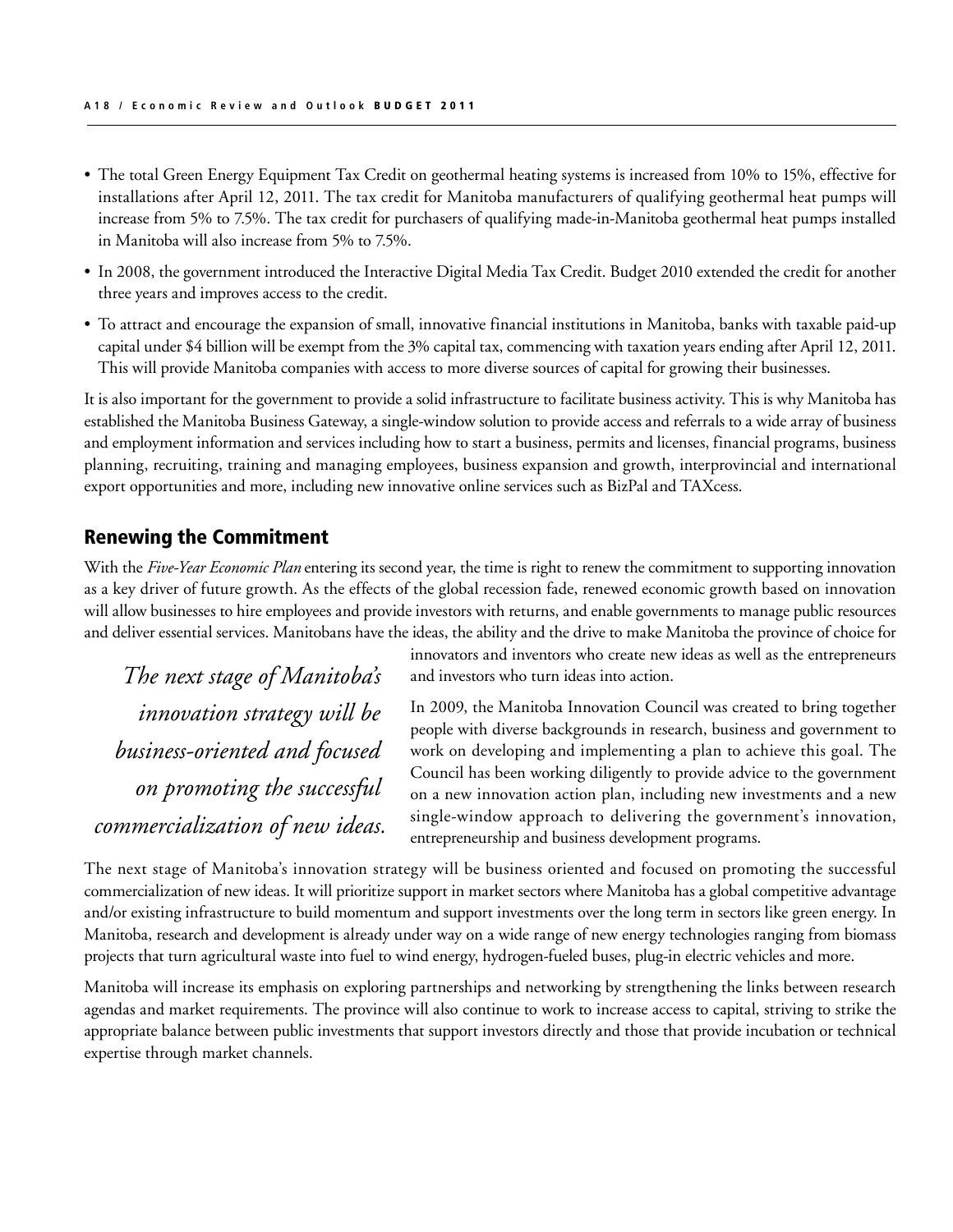- The total Green Energy Equipment Tax Credit on geothermal heating systems is increased from 10% to 15%, effective for installations after April 12, 2011. The tax credit for Manitoba manufacturers of qualifying geothermal heat pumps will increase from 5% to 7.5%. The tax credit for purchasers of qualifying made-in-Manitoba geothermal heat pumps installed in Manitoba will also increase from 5% to 7.5%.
- In 2008, the government introduced the Interactive Digital Media Tax Credit. Budget 2010 extended the credit for another three years and improves access to the credit.
- To attract and encourage the expansion of small, innovative financial institutions in Manitoba, banks with taxable paid-up capital under $4 billion will be exempt from the 3% capital tax, commencing with taxation years ending after April 12, 2011. This will provide Manitoba companies with access to more diverse sources of capital for growing their businesses.

It is also important for the government to provide a solid infrastructure to facilitate business activity. This is why Manitoba has established the Manitoba Business Gateway, a single-window solution to provide access and referrals to a wide array of business and employment information and services including how to start a business, permits and licenses, financial programs, business planning, recruiting, training and managing employees, business expansion and growth, interprovincial and international export opportunities and more, including new innovative online services such as BizPal and TAXcess.

## Renewing the Commitment

With the *Five-Year Economic Plan* entering its second year, the time is right to renew the commitment to supporting innovation as a key driver of future growth. As the effects of the global recession fade, renewed economic growth based on innovation will allow businesses to hire employees and provide investors with returns, and enable governments to manage public resources and deliver essential services. Manitobans have the ideas, the ability and the drive to make Manitoba the province of choice for innovators and inventors who create new ideas as well as the entrepreneurs and investors who turn ideas into action.

*The next stage of Manitoba's innovation strategy will be business-oriented and focused on promoting the successful commercialization of new ideas.*

In 2009, the Manitoba Innovation Council was created to bring together people with diverse backgrounds in research, business and government to work on developing and implementing a plan to achieve this goal. The Council has been working diligently to provide advice to the government on a new innovation action plan, including new investments and a new single-window approach to delivering the government's innovation, entrepreneurship and business development programs.

The next stage of Manitoba's innovation strategy will be business oriented and focused on promoting the successful commercialization of new ideas. It will prioritize support in market sectors where Manitoba has a global competitive advantage and/or existing infrastructure to build momentum and support investments over the long term in sectors like green energy. In Manitoba, research and development is already under way on a wide range of new energy technologies ranging from biomass projects that turn agricultural waste into fuel to wind energy, hydrogen-fueled buses, plug-in electric vehicles and more.

Manitoba will increase its emphasis on exploring partnerships and networking by strengthening the links between research agendas and market requirements. The province will also continue to work to increase access to capital, striving to strike the appropriate balance between public investments that support investors directly and those that provide incubation or technical expertise through market channels.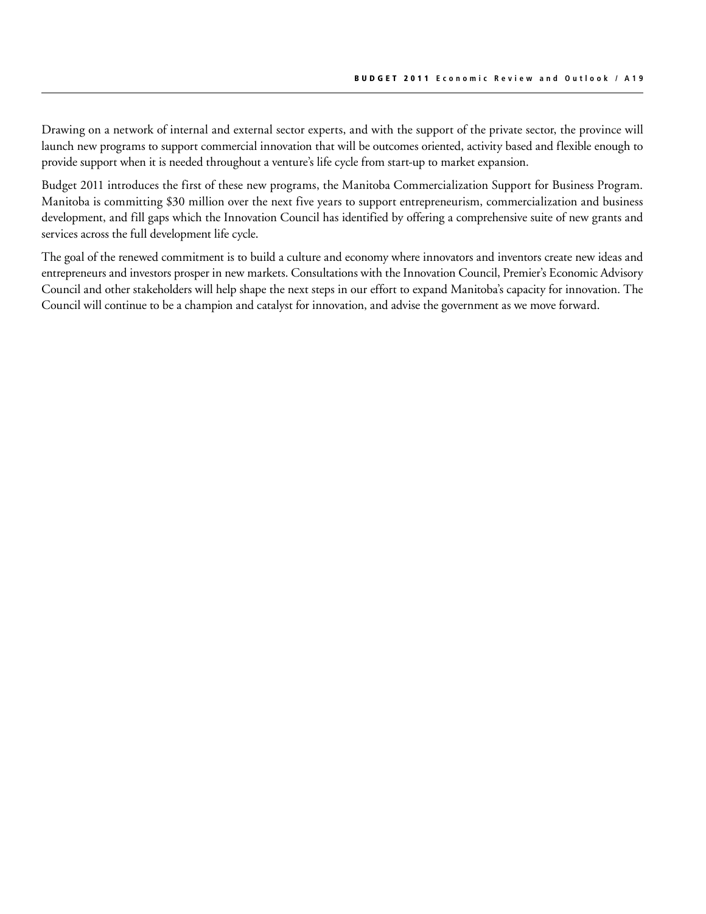Drawing on a network of internal and external sector experts, and with the support of the private sector, the province will launch new programs to support commercial innovation that will be outcomes oriented, activity based and flexible enough to provide support when it is needed throughout a venture's life cycle from start-up to market expansion.

Budget 2011 introduces the first of these new programs, the Manitoba Commercialization Support for Business Program. Manitoba is committing $30 million over the next five years to support entrepreneurism, commercialization and business development, and fill gaps which the Innovation Council has identified by offering a comprehensive suite of new grants and services across the full development life cycle.

The goal of the renewed commitment is to build a culture and economy where innovators and inventors create new ideas and entrepreneurs and investors prosper in new markets. Consultations with the Innovation Council, Premier's Economic Advisory Council and other stakeholders will help shape the next steps in our effort to expand Manitoba's capacity for innovation. The Council will continue to be a champion and catalyst for innovation, and advise the government as we move forward.